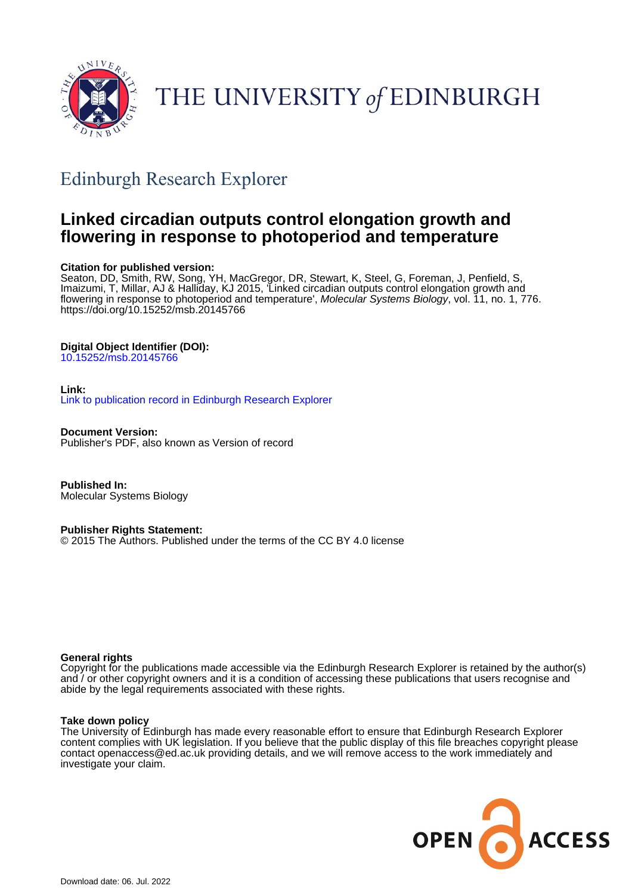THE UNIVERSITY *of* EDINBURGH

## Edinburgh Research Explorer

# Linked circadian outputs control elongation growth and flowering in response to photoperiod and temperature

**Citation for published version:**
Seaton, DD, Smith, RW, Song, YH, MacGregor, DR, Stewart, K, Steel, G, Foreman, J, Penfield, S, Imaizumi, T, Millar, AJ & Halliday, KJ 2015, 'Linked circadian outputs control elongation growth and flowering in response to photoperiod and temperature', *Molecular Systems Biology*, vol. 11, no. 1, 776. https://doi.org/10.15252/msb.20145766

**Digital Object Identifier (DOI):**
10.15252/msb.20145766

**Link:**
Link to publication record in Edinburgh Research Explorer

**Document Version:**
Publisher's PDF, also known as Version of record

**Published In:**
Molecular Systems Biology

**Publisher Rights Statement:**
© 2015 The Authors. Published under the terms of the CC BY 4.0 license

**General rights**
Copyright for the publications made accessible via the Edinburgh Research Explorer is retained by the author(s) and / or other copyright owners and it is a condition of accessing these publications that users recognise and abide by the legal requirements associated with these rights.

**Take down policy**
The University of Edinburgh has made every reasonable effort to ensure that Edinburgh Research Explorer content complies with UK legislation. If you believe that the public display of this file breaches copyright please contact openaccess@ed.ac.uk providing details, and we will remove access to the work immediately and investigate your claim.

OPEN ACCESS

Download date: 06. Jul. 2022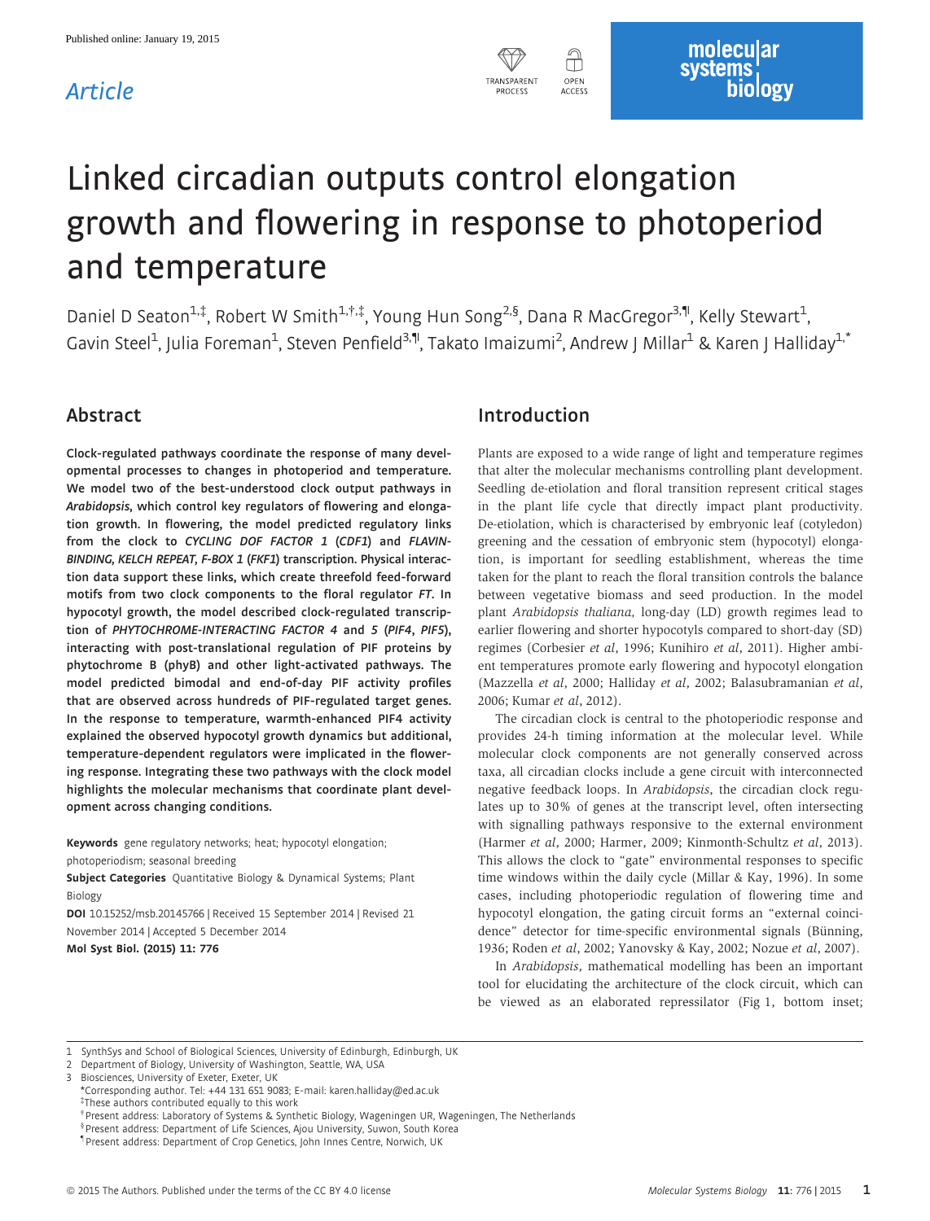Published online: January 19, 2015

*Article*

# Linked circadian outputs control elongation growth and flowering in response to photoperiod and temperature

Daniel D Seaton[1,‡], Robert W Smith[1,†,‡], Young Hun Song[2,§], Dana R MacGregor[3,¶], Kelly Stewart[1], Gavin Steel[1], Julia Foreman[1], Steven Penfield[3,¶], Takato Imaizumi[2], Andrew J Millar[1] & Karen J Halliday[1,*]

## Abstract

**Clock-regulated pathways coordinate the response of many developmental processes to changes in photoperiod and temperature. We model two of the best-understood clock output pathways in *Arabidopsis*, which control key regulators of flowering and elongation growth. In flowering, the model predicted regulatory links from the clock to *CYCLING DOF FACTOR 1* (*CDF1*) and *FLAVIN-BINDING, KELCH REPEAT, F-BOX 1* (*FKF1*) transcription. Physical interaction data support these links, which create threefold feed-forward motifs from two clock components to the floral regulator *FT*. In hypocotyl growth, the model described clock-regulated transcription of *PHYTOCHROME-INTERACTING FACTOR 4* and *5* (*PIF4*, *PIF5*), interacting with post-translational regulation of PIF proteins by phytochrome B (phyB) and other light-activated pathways. The model predicted bimodal and end-of-day PIF activity profiles that are observed across hundreds of PIF-regulated target genes. In the response to temperature, warmth-enhanced PIF4 activity explained the observed hypocotyl growth dynamics but additional, temperature-dependent regulators were implicated in the flowering response. Integrating these two pathways with the clock model highlights the molecular mechanisms that coordinate plant development across changing conditions.**

**Keywords** gene regulatory networks; heat; hypocotyl elongation; photoperiodism; seasonal breeding

**Subject Categories** Quantitative Biology & Dynamical Systems; Plant Biology

**DOI** 10.15252/msb.20145766 | Received 15 September 2014 | Revised 21 November 2014 | Accepted 5 December 2014

**Mol Syst Biol. (2015) 11: 776**

## Introduction

Plants are exposed to a wide range of light and temperature regimes that alter the molecular mechanisms controlling plant development. Seedling de-etiolation and floral transition represent critical stages in the plant life cycle that directly impact plant productivity. De-etiolation, which is characterised by embryonic leaf (cotyledon) greening and the cessation of embryonic stem (hypocotyl) elongation, is important for seedling establishment, whereas the time taken for the plant to reach the floral transition controls the balance between vegetative biomass and seed production. In the model plant *Arabidopsis thaliana*, long-day (LD) growth regimes lead to earlier flowering and shorter hypocotyls compared to short-day (SD) regimes (Corbesier *et al*, 1996; Kunihiro *et al*, 2011). Higher ambient temperatures promote early flowering and hypocotyl elongation (Mazzella *et al*, 2000; Halliday *et al*, 2002; Balasubramanian *et al*, 2006; Kumar *et al*, 2012).

The circadian clock is central to the photoperiodic response and provides 24-h timing information at the molecular level. While molecular clock components are not generally conserved across taxa, all circadian clocks include a gene circuit with interconnected negative feedback loops. In *Arabidopsis*, the circadian clock regulates up to 30% of genes at the transcript level, often intersecting with signalling pathways responsive to the external environment (Harmer *et al*, 2000; Harmer, 2009; Kinmonth-Schultz *et al*, 2013). This allows the clock to "gate" environmental responses to specific time windows within the daily cycle (Millar & Kay, 1996). In some cases, including photoperiodic regulation of flowering time and hypocotyl elongation, the gating circuit forms an "external coincidence" detector for time-specific environmental signals (Bünning, 1936; Roden *et al*, 2002; Yanovsky & Kay, 2002; Nozue *et al*, 2007).

In *Arabidopsis*, mathematical modelling has been an important tool for elucidating the architecture of the clock circuit, which can be viewed as an elaborated repressilator (Fig 1, bottom inset;

1 SynthSys and School of Biological Sciences, University of Edinburgh, Edinburgh, UK
2 Department of Biology, University of Washington, Seattle, WA, USA
3 Biosciences, University of Exeter, Exeter, UK
\*Corresponding author. Tel: +44 131 651 9083; E-mail: karen.halliday@ed.ac.uk
‡These authors contributed equally to this work
†Present address: Laboratory of Systems & Synthetic Biology, Wageningen UR, Wageningen, The Netherlands
§Present address: Department of Life Sciences, Ajou University, Suwon, South Korea
¶Present address: Department of Crop Genetics, John Innes Centre, Norwich, UK

© 2015 The Authors. Published under the terms of the CC BY 4.0 license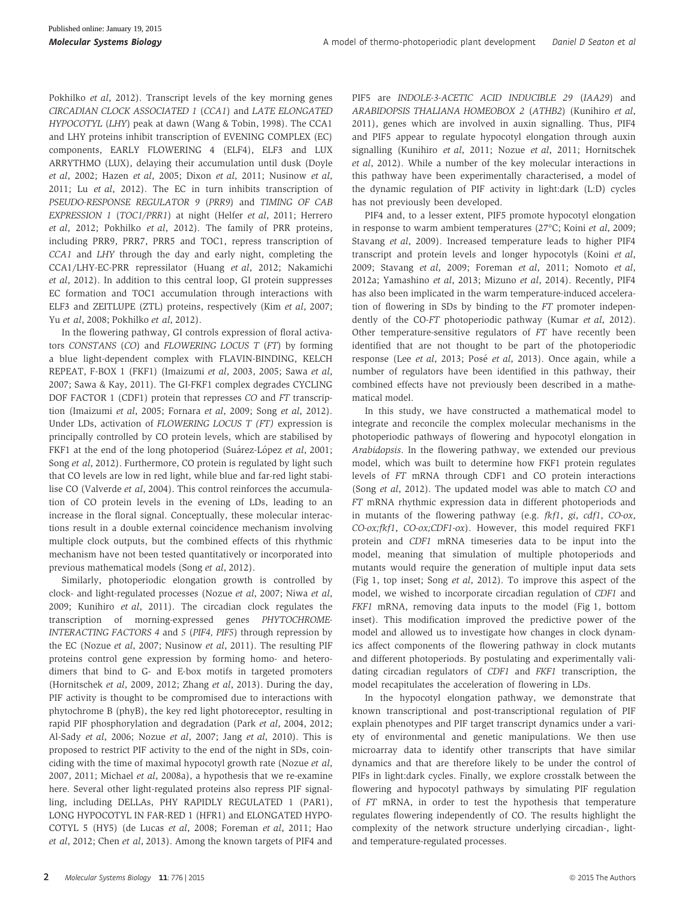Pokhilko *et al*, 2012). Transcript levels of the key morning genes *CIRCADIAN CLOCK ASSOCIATED 1* (*CCA1*) and *LATE ELONGATED HYPOCOTYL* (*LHY*) peak at dawn (Wang & Tobin, 1998). The CCA1 and LHY proteins inhibit transcription of EVENING COMPLEX (EC) components, EARLY FLOWERING 4 (ELF4), ELF3 and LUX ARRYTHMO (LUX), delaying their accumulation until dusk (Doyle *et al*, 2002; Hazen *et al*, 2005; Dixon *et al*, 2011; Nusinow *et al*, 2011; Lu *et al*, 2012). The EC in turn inhibits transcription of *PSEUDO-RESPONSE REGULATOR 9* (*PRR9*) and *TIMING OF CAB EXPRESSION 1* (*TOC1/PRR1*) at night (Helfer *et al*, 2011; Herrero *et al*, 2012; Pokhilko *et al*, 2012). The family of PRR proteins, including PRR9, PRR7, PRR5 and TOC1, repress transcription of *CCA1* and *LHY* through the day and early night, completing the CCA1/LHY-EC-PRR repressilator (Huang *et al*, 2012; Nakamichi *et al*, 2012). In addition to this central loop, GI protein suppresses EC formation and TOC1 accumulation through interactions with ELF3 and ZEITLUPE (ZTL) proteins, respectively (Kim *et al*, 2007; Yu *et al*, 2008; Pokhilko *et al*, 2012).

In the flowering pathway, GI controls expression of floral activators *CONSTANS* (*CO*) and *FLOWERING LOCUS T* (*FT*) by forming a blue light-dependent complex with FLAVIN-BINDING, KELCH REPEAT, F-BOX 1 (FKF1) (Imaizumi *et al*, 2003, 2005; Sawa *et al*, 2007; Sawa & Kay, 2011). The GI-FKF1 complex degrades CYCLING DOF FACTOR 1 (CDF1) protein that represses *CO* and *FT* transcription (Imaizumi *et al*, 2005; Fornara *et al*, 2009; Song *et al*, 2012). Under LDs, activation of *FLOWERING LOCUS T (FT)* expression is principally controlled by CO protein levels, which are stabilised by FKF1 at the end of the long photoperiod (Suárez-López *et al*, 2001; Song *et al*, 2012). Furthermore, CO protein is regulated by light such that CO levels are low in red light, while blue and far-red light stabilise CO (Valverde *et al*, 2004). This control reinforces the accumulation of CO protein levels in the evening of LDs, leading to an increase in the floral signal. Conceptually, these molecular interactions result in a double external coincidence mechanism involving multiple clock outputs, but the combined effects of this rhythmic mechanism have not been tested quantitatively or incorporated into previous mathematical models (Song *et al*, 2012).

Similarly, photoperiodic elongation growth is controlled by clock- and light-regulated processes (Nozue *et al*, 2007; Niwa *et al*, 2009; Kunihiro *et al*, 2011). The circadian clock regulates the transcription of morning-expressed genes *PHYTOCHROME-INTERACTING FACTORS 4* and *5* (*PIF4, PIF5*) through repression by the EC (Nozue *et al*, 2007; Nusinow *et al*, 2011). The resulting PIF proteins control gene expression by forming homo- and heterodimers that bind to G- and E-box motifs in targeted promoters (Hornitschek *et al*, 2009, 2012; Zhang *et al*, 2013). During the day, PIF activity is thought to be compromised due to interactions with phytochrome B (phyB), the key red light photoreceptor, resulting in rapid PIF phosphorylation and degradation (Park *et al*, 2004, 2012; Al-Sady *et al*, 2006; Nozue *et al*, 2007; Jang *et al*, 2010). This is proposed to restrict PIF activity to the end of the night in SDs, coinciding with the time of maximal hypocotyl growth rate (Nozue *et al*, 2007, 2011; Michael *et al*, 2008a), a hypothesis that we re-examine here. Several other light-regulated proteins also repress PIF signalling, including DELLAs, PHY RAPIDLY REGULATED 1 (PAR1), LONG HYPOCOTYL IN FAR-RED 1 (HFR1) and ELONGATED HYPOCOTYL 5 (HY5) (de Lucas *et al*, 2008; Foreman *et al*, 2011; Hao *et al*, 2012; Chen *et al*, 2013). Among the known targets of PIF4 and PIF5 are *INDOLE-3-ACETIC ACID INDUCIBLE 29* (*IAA29*) and *ARABIDOPSIS THALIANA HOMEOBOX 2* (*ATHB2*) (Kunihiro *et al*, 2011), genes which are involved in auxin signalling. Thus, PIF4 and PIF5 appear to regulate hypocotyl elongation through auxin signalling (Kunihiro *et al*, 2011; Nozue *et al*, 2011; Hornitschek *et al*, 2012). While a number of the key molecular interactions in this pathway have been experimentally characterised, a model of the dynamic regulation of PIF activity in light:dark (L:D) cycles has not previously been developed.

PIF4 and, to a lesser extent, PIF5 promote hypocotyl elongation in response to warm ambient temperatures (27°C; Koini *et al*, 2009; Stavang *et al*, 2009). Increased temperature leads to higher PIF4 transcript and protein levels and longer hypocotyls (Koini *et al*, 2009; Stavang *et al*, 2009; Foreman *et al*, 2011; Nomoto *et al*, 2012a; Yamashino *et al*, 2013; Mizuno *et al*, 2014). Recently, PIF4 has also been implicated in the warm temperature-induced acceleration of flowering in SDs by binding to the *FT* promoter independently of the CO-*FT* photoperiodic pathway (Kumar *et al*, 2012). Other temperature-sensitive regulators of *FT* have recently been identified that are not thought to be part of the photoperiodic response (Lee *et al*, 2013; Posé *et al*, 2013). Once again, while a number of regulators have been identified in this pathway, their combined effects have not previously been described in a mathematical model.

In this study, we have constructed a mathematical model to integrate and reconcile the complex molecular mechanisms in the photoperiodic pathways of flowering and hypocotyl elongation in *Arabidopsis*. In the flowering pathway, we extended our previous model, which was built to determine how FKF1 protein regulates levels of *FT* mRNA through CDF1 and CO protein interactions (Song *et al*, 2012). The updated model was able to match *CO* and *FT* mRNA rhythmic expression data in different photoperiods and in mutants of the flowering pathway (e.g. *fkf1*, *gi*, *cdf1*, *CO-ox*, *CO-ox;fkf1*, *CO-ox;CDF1-ox*). However, this model required FKF1 protein and *CDF1* mRNA timeseries data to be input into the model, meaning that simulation of multiple photoperiods and mutants would require the generation of multiple input data sets (Fig 1, top inset; Song *et al*, 2012). To improve this aspect of the model, we wished to incorporate circadian regulation of *CDF1* and *FKF1* mRNA, removing data inputs to the model (Fig 1, bottom inset). This modification improved the predictive power of the model and allowed us to investigate how changes in clock dynamics affect components of the flowering pathway in clock mutants and different photoperiods. By postulating and experimentally validating circadian regulators of *CDF1* and *FKF1* transcription, the model recapitulates the acceleration of flowering in LDs.

In the hypocotyl elongation pathway, we demonstrate that known transcriptional and post-transcriptional regulation of PIF explain phenotypes and PIF target transcript dynamics under a variety of environmental and genetic manipulations. We then use microarray data to identify other transcripts that have similar dynamics and that are therefore likely to be under the control of PIFs in light:dark cycles. Finally, we explore crosstalk between the flowering and hypocotyl pathways by simulating PIF regulation of *FT* mRNA, in order to test the hypothesis that temperature regulates flowering independently of CO. The results highlight the complexity of the network structure underlying circadian-, light- and temperature-regulated processes.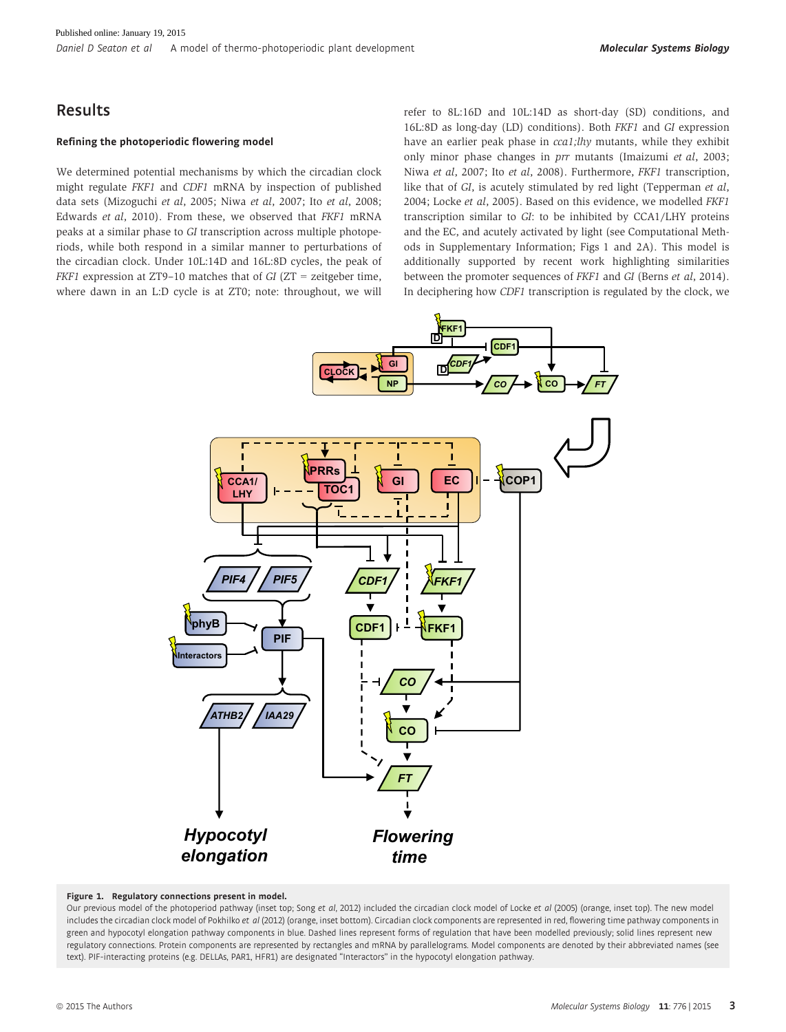## Results

### Refining the photoperiodic flowering model

We determined potential mechanisms by which the circadian clock might regulate *FKF1* and *CDF1* mRNA by inspection of published data sets (Mizoguchi *et al*, 2005; Niwa *et al*, 2007; Ito *et al*, 2008; Edwards *et al*, 2010). From these, we observed that *FKF1* mRNA peaks at a similar phase to *GI* transcription across multiple photoperiods, while both respond in a similar manner to perturbations of the circadian clock. Under 10L:14D and 16L:8D cycles, the peak of *FKF1* expression at ZT9–10 matches that of *GI* (ZT = zeitgeber time, where dawn in an L:D cycle is at ZT0; note: throughout, we will refer to 8L:16D and 10L:14D as short-day (SD) conditions, and 16L:8D as long-day (LD) conditions). Both *FKF1* and *GI* expression have an earlier peak phase in *cca1;lhy* mutants, while they exhibit only minor phase changes in *prr* mutants (Imaizumi *et al*, 2003; Niwa *et al*, 2007; Ito *et al*, 2008). Furthermore, *FKF1* transcription, like that of *GI*, is acutely stimulated by red light (Tepperman *et al*, 2004; Locke *et al*, 2005). Based on this evidence, we modelled *FKF1* transcription similar to *GI*: to be inhibited by CCA1/LHY proteins and the EC, and acutely activated by light (see Computational Methods in Supplementary Information; Figs 1 and 2A). This model is additionally supported by recent work highlighting similarities between the promoter sequences of *FKF1* and *GI* (Berns *et al*, 2014). In deciphering how *CDF1* transcription is regulated by the clock, we

**Figure 1. Regulatory connections present in model.**
Our previous model of the photoperiod pathway (inset top; Song *et al*, 2012) included the circadian clock model of Locke *et al* (2005) (orange, inset top). The new model includes the circadian clock model of Pokhilko *et al* (2012) (orange, inset bottom). Circadian clock components are represented in red, flowering time pathway components in green and hypocotyl elongation pathway components in blue. Dashed lines represent forms of regulation that have been modelled previously; solid lines represent new regulatory connections. Protein components are represented by rectangles and mRNA by parallelograms. Model components are denoted by their abbreviated names (see text). PIF-interacting proteins (e.g. DELLAs, PAR1, HFR1) are designated "Interactors" in the hypocotyl elongation pathway.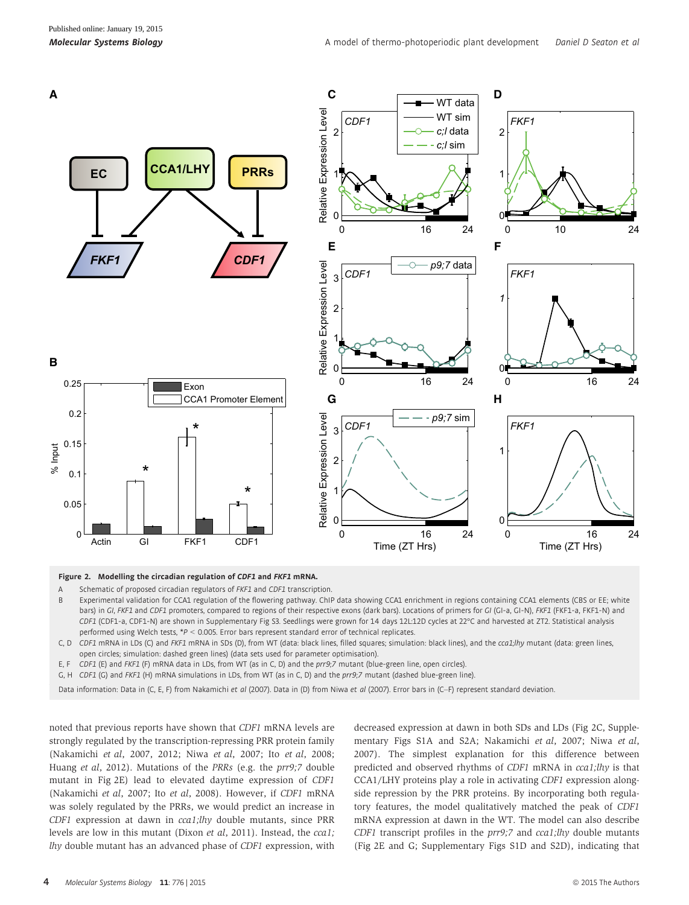**Figure 2. Modelling the circadian regulation of *CDF1* and *FKF1* mRNA.**

A Schematic of proposed circadian regulators of *FKF1* and *CDF1* transcription.

B Experimental validation for CCA1 regulation of the flowering pathway. ChIP data showing CCA1 enrichment in regions containing CCA1 elements (CBS or EE; white bars) in *GI*, *FKF1* and *CDF1* promoters, compared to regions of their respective exons (dark bars). Locations of primers for *GI* (GI-a, GI-N), *FKF1* (FKF1-a, FKF1-N) and *CDF1* (CDF1-a, CDF1-N) are shown in Supplementary Fig S3. Seedlings were grown for 14 days 12L:12D cycles at 22°C and harvested at ZT2. Statistical analysis performed using Welch tests, \*$P < 0.005$. Error bars represent standard error of technical replicates.

C, D *CDF1* mRNA in LDs (C) and *FKF1* mRNA in SDs (D), from WT (data: black lines, filled squares; simulation: black lines), and the *cca1;lhy* mutant (data: green lines, open circles; simulation: dashed green lines) (data sets used for parameter optimisation).

E, F *CDF1* (E) and *FKF1* (F) mRNA data in LDs, from WT (as in C, D) and the *prr9;7* mutant (blue-green line, open circles).

G, H *CDF1* (G) and *FKF1* (H) mRNA simulations in LDs, from WT (as in C, D) and the *prr9;7* mutant (dashed blue-green line).

Data information: Data in (C, E, F) from Nakamichi *et al* (2007). Data in (D) from Niwa *et al* (2007). Error bars in (C–F) represent standard deviation.

noted that previous reports have shown that *CDF1* mRNA levels are strongly regulated by the transcription-repressing PRR protein family (Nakamichi *et al*, 2007, 2012; Niwa *et al*, 2007; Ito *et al*, 2008; Huang *et al*, 2012). Mutations of the *PRRs* (e.g. the *prr9;7* double mutant in Fig 2E) lead to elevated daytime expression of *CDF1* (Nakamichi *et al*, 2007; Ito *et al*, 2008). However, if *CDF1* mRNA was solely regulated by the PRRs, we would predict an increase in *CDF1* expression at dawn in *cca1;lhy* double mutants, since PRR levels are low in this mutant (Dixon *et al*, 2011). Instead, the *cca1;lhy* double mutant has an advanced phase of *CDF1* expression, with decreased expression at dawn in both SDs and LDs (Fig 2C, Supplementary Figs S1A and S2A; Nakamichi *et al*, 2007; Niwa *et al*, 2007). The simplest explanation for this difference between predicted and observed rhythms of *CDF1* mRNA in *cca1;lhy* is that CCA1/LHY proteins play a role in activating *CDF1* expression alongside repression by the PRR proteins. By incorporating both regulatory features, the model qualitatively matched the peak of *CDF1* mRNA expression at dawn in the WT. The model can also describe *CDF1* transcript profiles in the *prr9;7* and *cca1;lhy* double mutants (Fig 2E and G; Supplementary Figs S1D and S2D), indicating that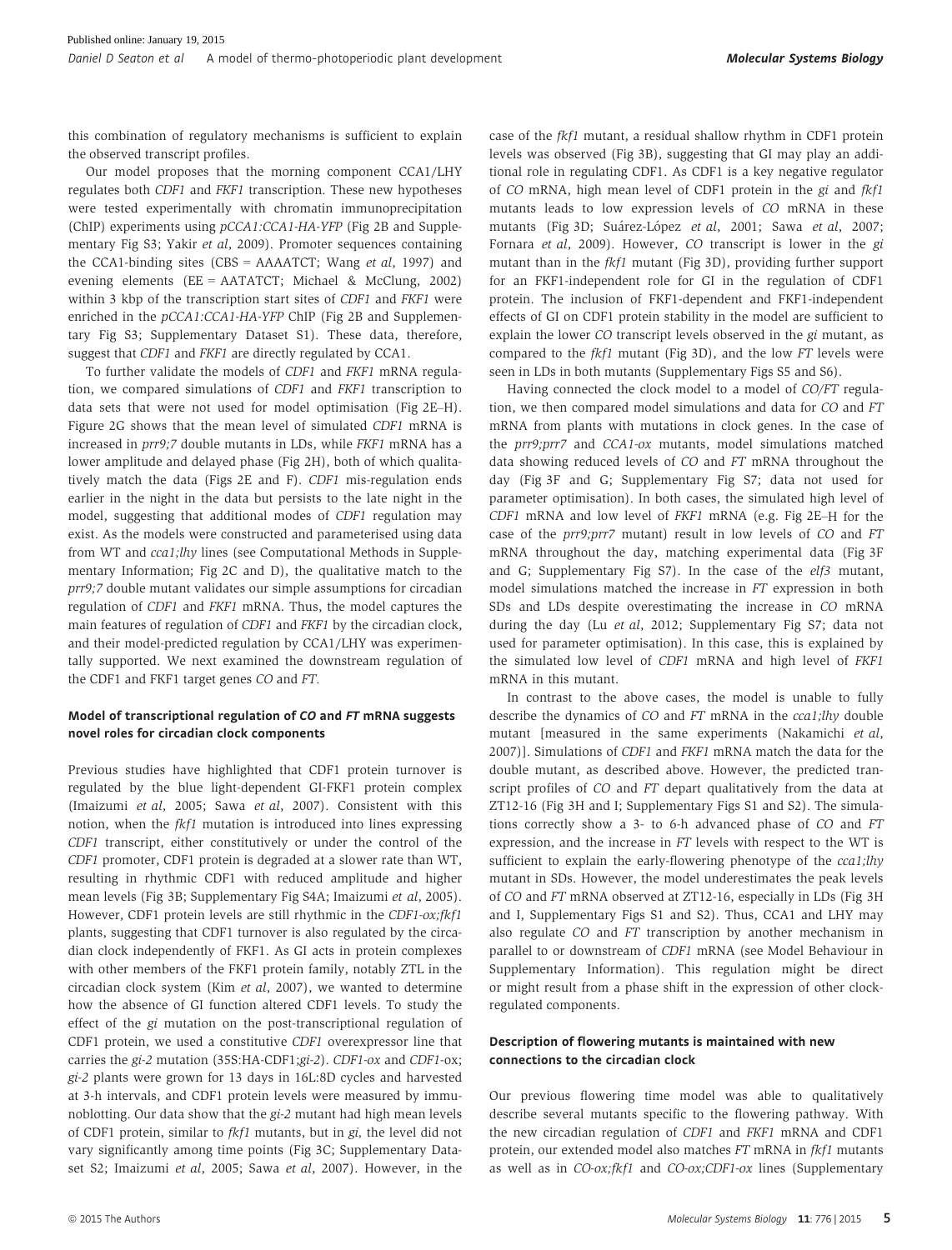this combination of regulatory mechanisms is sufficient to explain the observed transcript profiles.

Our model proposes that the morning component CCA1/LHY regulates both *CDF1* and *FKF1* transcription. These new hypotheses were tested experimentally with chromatin immunoprecipitation (ChIP) experiments using *pCCA1:CCA1-HA-YFP* (Fig 2B and Supplementary Fig S3; Yakir *et al*, 2009). Promoter sequences containing the CCA1-binding sites (CBS = AAAATCT; Wang *et al*, 1997) and evening elements (EE = AATATCT; Michael & McClung, 2002) within 3 kbp of the transcription start sites of *CDF1* and *FKF1* were enriched in the *pCCA1:CCA1-HA-YFP* ChIP (Fig 2B and Supplementary Fig S3; Supplementary Dataset S1). These data, therefore, suggest that *CDF1* and *FKF1* are directly regulated by CCA1.

To further validate the models of *CDF1* and *FKF1* mRNA regulation, we compared simulations of *CDF1* and *FKF1* transcription to data sets that were not used for model optimisation (Fig 2E–H). Figure 2G shows that the mean level of simulated *CDF1* mRNA is increased in *prr9;7* double mutants in LDs, while *FKF1* mRNA has a lower amplitude and delayed phase (Fig 2H), both of which qualitatively match the data (Figs 2E and F). *CDF1* mis-regulation ends earlier in the night in the data but persists to the late night in the model, suggesting that additional modes of *CDF1* regulation may exist. As the models were constructed and parameterised using data from WT and *cca1;lhy* lines (see Computational Methods in Supplementary Information; Fig 2C and D), the qualitative match to the *prr9;7* double mutant validates our simple assumptions for circadian regulation of *CDF1* and *FKF1* mRNA. Thus, the model captures the main features of regulation of *CDF1* and *FKF1* by the circadian clock, and their model-predicted regulation by CCA1/LHY was experimentally supported. We next examined the downstream regulation of the CDF1 and FKF1 target genes *CO* and *FT*.

### Model of transcriptional regulation of *CO* and *FT* mRNA suggests novel roles for circadian clock components

Previous studies have highlighted that CDF1 protein turnover is regulated by the blue light-dependent GI-FKF1 protein complex (Imaizumi *et al*, 2005; Sawa *et al*, 2007). Consistent with this notion, when the *fkf1* mutation is introduced into lines expressing *CDF1* transcript, either constitutively or under the control of the *CDF1* promoter, CDF1 protein is degraded at a slower rate than WT, resulting in rhythmic CDF1 with reduced amplitude and higher mean levels (Fig 3B; Supplementary Fig S4A; Imaizumi *et al*, 2005). However, CDF1 protein levels are still rhythmic in the *CDF1-ox;fkf1* plants, suggesting that CDF1 turnover is also regulated by the circadian clock independently of FKF1. As GI acts in protein complexes with other members of the FKF1 protein family, notably ZTL in the circadian clock system (Kim *et al*, 2007), we wanted to determine how the absence of GI function altered CDF1 levels. To study the effect of the *gi* mutation on the post-transcriptional regulation of CDF1 protein, we used a constitutive *CDF1* overexpressor line that carries the *gi-2* mutation (35S:HA-CDF1;*gi-2*). *CDF1-ox* and *CDF1*-ox; *gi-2* plants were grown for 13 days in 16L:8D cycles and harvested at 3-h intervals, and CDF1 protein levels were measured by immunoblotting. Our data show that the *gi-2* mutant had high mean levels of CDF1 protein, similar to *fkf1* mutants, but in *gi*, the level did not vary significantly among time points (Fig 3C; Supplementary Dataset S2; Imaizumi *et al*, 2005; Sawa *et al*, 2007). However, in the case of the *fkf1* mutant, a residual shallow rhythm in CDF1 protein levels was observed (Fig 3B), suggesting that GI may play an additional role in regulating CDF1. As CDF1 is a key negative regulator of *CO* mRNA, high mean level of CDF1 protein in the *gi* and *fkf1* mutants leads to low expression levels of *CO* mRNA in these mutants (Fig 3D; Suárez-López *et al*, 2001; Sawa *et al*, 2007; Fornara *et al*, 2009). However, *CO* transcript is lower in the *gi* mutant than in the *fkf1* mutant (Fig 3D), providing further support for an FKF1-independent role for GI in the regulation of CDF1 protein. The inclusion of FKF1-dependent and FKF1-independent effects of GI on CDF1 protein stability in the model are sufficient to explain the lower *CO* transcript levels observed in the *gi* mutant, as compared to the *fkf1* mutant (Fig 3D), and the low *FT* levels were seen in LDs in both mutants (Supplementary Figs S5 and S6).

Having connected the clock model to a model of *CO/FT* regulation, we then compared model simulations and data for *CO* and *FT* mRNA from plants with mutations in clock genes. In the case of the *prr9;prr7* and *CCA1-ox* mutants, model simulations matched data showing reduced levels of *CO* and *FT* mRNA throughout the day (Fig 3F and G; Supplementary Fig S7; data not used for parameter optimisation). In both cases, the simulated high level of *CDF1* mRNA and low level of *FKF1* mRNA (e.g. Fig 2E–H for the case of the *prr9;prr7* mutant) result in low levels of *CO* and *FT* mRNA throughout the day, matching experimental data (Fig 3F and G; Supplementary Fig S7). In the case of the *elf3* mutant, model simulations matched the increase in *FT* expression in both SDs and LDs despite overestimating the increase in *CO* mRNA during the day (Lu *et al*, 2012; Supplementary Fig S7; data not used for parameter optimisation). In this case, this is explained by the simulated low level of *CDF1* mRNA and high level of *FKF1* mRNA in this mutant.

In contrast to the above cases, the model is unable to fully describe the dynamics of *CO* and *FT* mRNA in the *cca1;lhy* double mutant [measured in the same experiments (Nakamichi *et al*, 2007)]. Simulations of *CDF1* and *FKF1* mRNA match the data for the double mutant, as described above. However, the predicted transcript profiles of *CO* and *FT* depart qualitatively from the data at ZT12-16 (Fig 3H and I; Supplementary Figs S1 and S2). The simulations correctly show a 3- to 6-h advanced phase of *CO* and *FT* expression, and the increase in *FT* levels with respect to the WT is sufficient to explain the early-flowering phenotype of the *cca1;lhy* mutant in SDs. However, the model underestimates the peak levels of *CO* and *FT* mRNA observed at ZT12-16, especially in LDs (Fig 3H and I, Supplementary Figs S1 and S2). Thus, CCA1 and LHY may also regulate *CO* and *FT* transcription by another mechanism in parallel to or downstream of *CDF1* mRNA (see Model Behaviour in Supplementary Information). This regulation might be direct or might result from a phase shift in the expression of other clock-regulated components.

### Description of flowering mutants is maintained with new connections to the circadian clock

Our previous flowering time model was able to qualitatively describe several mutants specific to the flowering pathway. With the new circadian regulation of *CDF1* and *FKF1* mRNA and CDF1 protein, our extended model also matches *FT* mRNA in *fkf1* mutants as well as in *CO-ox;fkf1* and *CO-ox;CDF1-ox* lines (Supplementary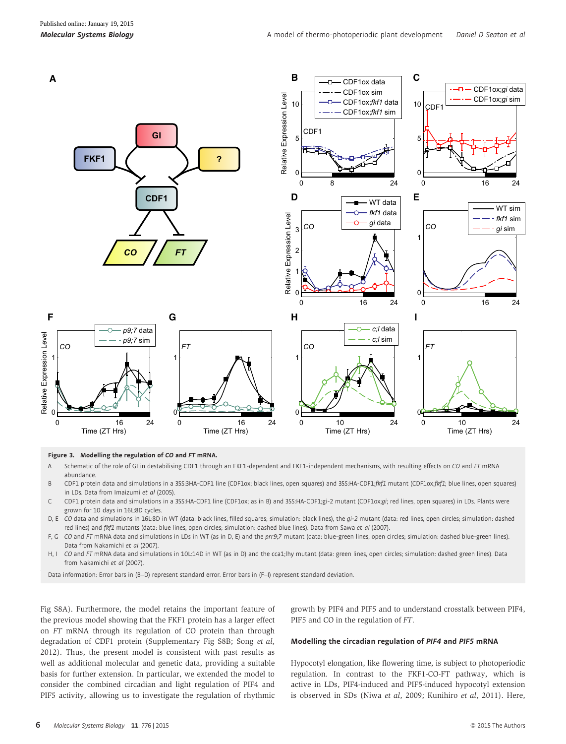**Figure 3. Modelling the regulation of *CO* and *FT* mRNA.**

A Schematic of the role of GI in destabilising CDF1 through an FKF1-dependent and FKF1-independent mechanisms, with resulting effects on *CO* and *FT* mRNA abundance.

B CDF1 protein data and simulations in a 35S:3HA-CDF1 line (CDF1ox; black lines, open squares) and 35S:HA-CDF1;*fkf1* mutant (CDF1ox;*fkf1*; blue lines, open squares) in LDs. Data from Imaizumi *et al* (2005).

C CDF1 protein data and simulations in a 35S:HA-CDF1 line (CDF1ox; as in B) and 35S:HA-CDF1;gi-2 mutant (CDF1ox;*gi*; red lines, open squares) in LDs. Plants were grown for 10 days in 16L:8D cycles.

D, E *CO* data and simulations in 16L:8D in WT (data: black lines, filled squares; simulation: black lines), the *gi-2* mutant (data: red lines, open circles; simulation: dashed red lines) and *fkf1* mutants (data: blue lines, open circles; simulation: dashed blue lines). Data from Sawa *et al* (2007).

F, G *CO* and *FT* mRNA data and simulations in LDs in WT (as in D, E) and the *prr9;7* mutant (data: blue-green lines, open circles; simulation: dashed blue-green lines). Data from Nakamichi *et al* (2007).

H, I *CO* and *FT* mRNA data and simulations in 10L:14D in WT (as in D) and the cca1;lhy mutant (data: green lines, open circles; simulation: dashed green lines). Data from Nakamichi *et al* (2007).

Data information: Error bars in (B–D) represent standard error. Error bars in (F–I) represent standard deviation.

Fig S8A). Furthermore, the model retains the important feature of the previous model showing that the FKF1 protein has a larger effect on *FT* mRNA through its regulation of CO protein than through degradation of CDF1 protein (Supplementary Fig S8B; Song *et al*, 2012). Thus, the present model is consistent with past results as well as additional molecular and genetic data, providing a suitable basis for further extension. In particular, we extended the model to consider the combined circadian and light regulation of PIF4 and PIF5 activity, allowing us to investigate the regulation of rhythmic growth by PIF4 and PIF5 and to understand crosstalk between PIF4, PIF5 and CO in the regulation of *FT*.

### Modelling the circadian regulation of *PIF4* and *PIF5* mRNA

Hypocotyl elongation, like flowering time, is subject to photoperiodic regulation. In contrast to the FKF1-CO-FT pathway, which is active in LDs, PIF4-induced and PIF5-induced hypocotyl extension is observed in SDs (Niwa *et al*, 2009; Kunihiro *et al*, 2011). Here,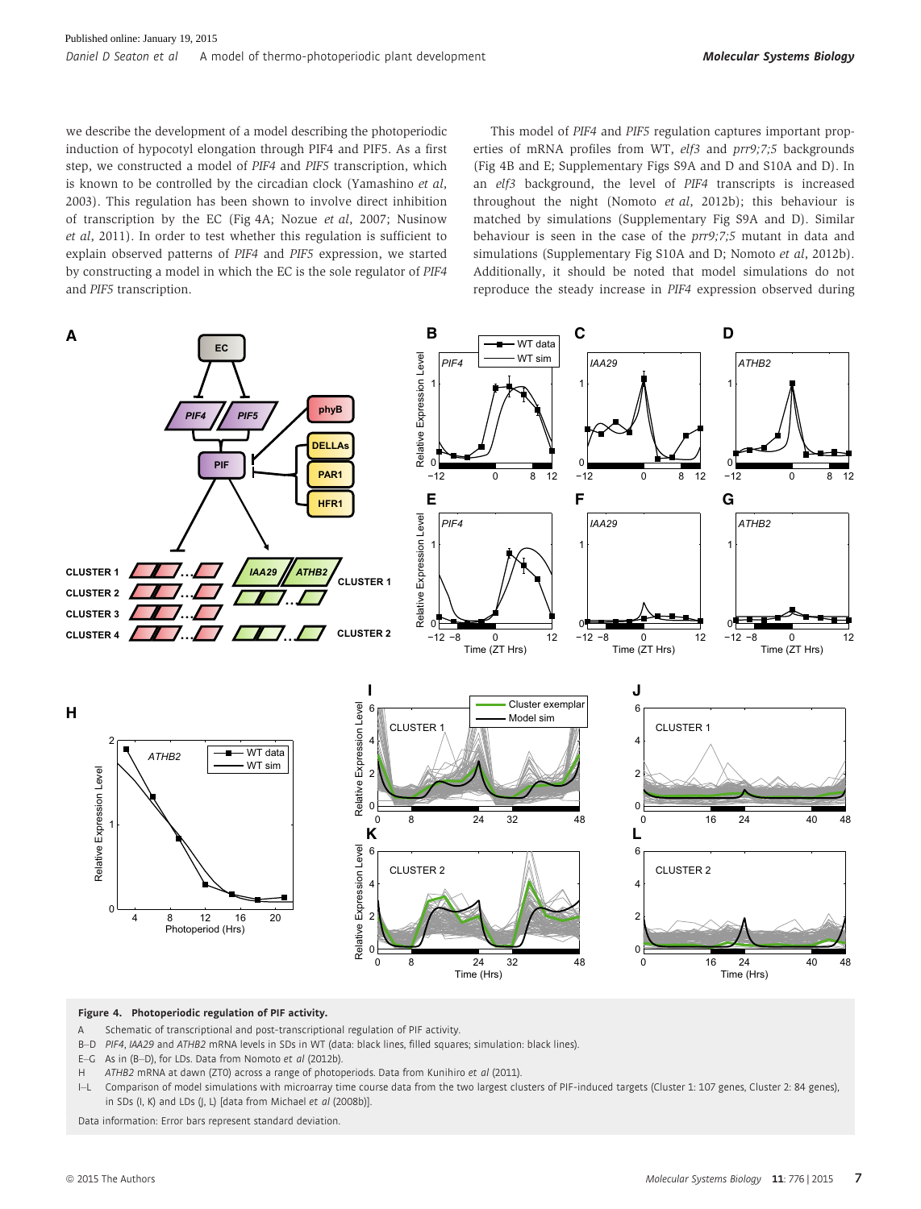we describe the development of a model describing the photoperiodic induction of hypocotyl elongation through PIF4 and PIF5. As a first step, we constructed a model of *PIF4* and *PIF5* transcription, which is known to be controlled by the circadian clock (Yamashino *et al*, 2003). This regulation has been shown to involve direct inhibition of transcription by the EC (Fig 4A; Nozue *et al*, 2007; Nusinow *et al*, 2011). In order to test whether this regulation is sufficient to explain observed patterns of *PIF4* and *PIF5* expression, we started by constructing a model in which the EC is the sole regulator of *PIF4* and *PIF5* transcription.

This model of *PIF4* and *PIF5* regulation captures important properties of mRNA profiles from WT, *elf3* and *prr9;7;5* backgrounds (Fig 4B and E; Supplementary Figs S9A and D and S10A and D). In an *elf3* background, the level of *PIF4* transcripts is increased throughout the night (Nomoto *et al*, 2012b); this behaviour is matched by simulations (Supplementary Fig S9A and D). Similar behaviour is seen in the case of the *prr9;7;5* mutant in data and simulations (Supplementary Fig S10A and D; Nomoto *et al*, 2012b). Additionally, it should be noted that model simulations do not reproduce the steady increase in *PIF4* expression observed during

**Figure 4. Photoperiodic regulation of PIF activity.**

A Schematic of transcriptional and post-transcriptional regulation of PIF activity.

B–D *PIF4*, *IAA29* and *ATHB2* mRNA levels in SDs in WT (data: black lines, filled squares; simulation: black lines).

E–G As in (B–D), for LDs. Data from Nomoto *et al* (2012b).

H *ATHB2* mRNA at dawn (ZT0) across a range of photoperiods. Data from Kunihiro *et al* (2011).

I–L Comparison of model simulations with microarray time course data from the two largest clusters of PIF-induced targets (Cluster 1: 107 genes, Cluster 2: 84 genes), in SDs (I, K) and LDs (J, L) [data from Michael *et al* (2008b)].

Data information: Error bars represent standard deviation.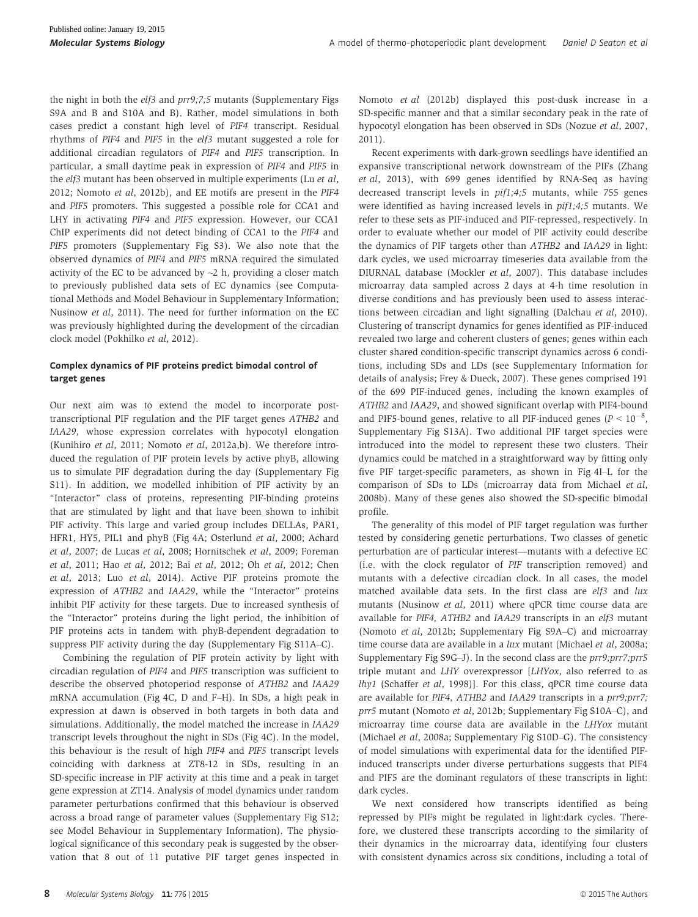the night in both the *elf3* and *prr9;7;5* mutants (Supplementary Figs S9A and B and S10A and B). Rather, model simulations in both cases predict a constant high level of *PIF4* transcript. Residual rhythms of *PIF4* and *PIF5* in the *elf3* mutant suggested a role for additional circadian regulators of *PIF4* and *PIF5* transcription. In particular, a small daytime peak in expression of *PIF4* and *PIF5* in the *elf3* mutant has been observed in multiple experiments (Lu *et al*, 2012; Nomoto *et al*, 2012b), and EE motifs are present in the *PIF4* and *PIF5* promoters. This suggested a possible role for CCA1 and LHY in activating *PIF4* and *PIF5* expression. However, our CCA1 ChIP experiments did not detect binding of CCA1 to the *PIF4* and *PIF5* promoters (Supplementary Fig S3). We also note that the observed dynamics of *PIF4* and *PIF5* mRNA required the simulated activity of the EC to be advanced by ~2 h, providing a closer match to previously published data sets of EC dynamics (see Computational Methods and Model Behaviour in Supplementary Information; Nusinow *et al*, 2011). The need for further information on the EC was previously highlighted during the development of the circadian clock model (Pokhilko *et al*, 2012).

### Complex dynamics of PIF proteins predict bimodal control of target genes

Our next aim was to extend the model to incorporate post-transcriptional PIF regulation and the PIF target genes *ATHB2* and *IAA29*, whose expression correlates with hypocotyl elongation (Kunihiro *et al*, 2011; Nomoto *et al*, 2012a,b). We therefore introduced the regulation of PIF protein levels by active phyB, allowing us to simulate PIF degradation during the day (Supplementary Fig S11). In addition, we modelled inhibition of PIF activity by an "Interactor" class of proteins, representing PIF-binding proteins that are stimulated by light and that have been shown to inhibit PIF activity. This large and varied group includes DELLAs, PAR1, HFR1, HY5, PIL1 and phyB (Fig 4A; Osterlund *et al*, 2000; Achard *et al*, 2007; de Lucas *et al*, 2008; Hornitschek *et al*, 2009; Foreman *et al*, 2011; Hao *et al*, 2012; Bai *et al*, 2012; Oh *et al*, 2012; Chen *et al*, 2013; Luo *et al*, 2014). Active PIF proteins promote the expression of *ATHB2* and *IAA29*, while the "Interactor" proteins inhibit PIF activity for these targets. Due to increased synthesis of the "Interactor" proteins during the light period, the inhibition of PIF proteins acts in tandem with phyB-dependent degradation to suppress PIF activity during the day (Supplementary Fig S11A–C).

Combining the regulation of PIF protein activity by light with circadian regulation of *PIF4* and *PIF5* transcription was sufficient to describe the observed photoperiod response of *ATHB2* and *IAA29* mRNA accumulation (Fig 4C, D and F–H). In SDs, a high peak in expression at dawn is observed in both targets in both data and simulations. Additionally, the model matched the increase in *IAA29* transcript levels throughout the night in SDs (Fig 4C). In the model, this behaviour is the result of high *PIF4* and *PIF5* transcript levels coinciding with darkness at ZT8-12 in SDs, resulting in an SD-specific increase in PIF activity at this time and a peak in target gene expression at ZT14. Analysis of model dynamics under random parameter perturbations confirmed that this behaviour is observed across a broad range of parameter values (Supplementary Fig S12; see Model Behaviour in Supplementary Information). The physiological significance of this secondary peak is suggested by the observation that 8 out of 11 putative PIF target genes inspected in Nomoto *et al* (2012b) displayed this post-dusk increase in a SD-specific manner and that a similar secondary peak in the rate of hypocotyl elongation has been observed in SDs (Nozue *et al*, 2007, 2011).

Recent experiments with dark-grown seedlings have identified an expansive transcriptional network downstream of the PIFs (Zhang *et al*, 2013), with 699 genes identified by RNA-Seq as having decreased transcript levels in *pif1;4;5* mutants, while 755 genes were identified as having increased levels in *pif1;4;5* mutants. We refer to these sets as PIF-induced and PIF-repressed, respectively. In order to evaluate whether our model of PIF activity could describe the dynamics of PIF targets other than *ATHB2* and *IAA29* in light: dark cycles, we used microarray timeseries data available from the DIURNAL database (Mockler *et al*, 2007). This database includes microarray data sampled across 2 days at 4-h time resolution in diverse conditions and has previously been used to assess interactions between circadian and light signalling (Dalchau *et al*, 2010). Clustering of transcript dynamics for genes identified as PIF-induced revealed two large and coherent clusters of genes; genes within each cluster shared condition-specific transcript dynamics across 6 conditions, including SDs and LDs (see Supplementary Information for details of analysis; Frey & Dueck, 2007). These genes comprised 191 of the 699 PIF-induced genes, including the known examples of *ATHB2* and *IAA29*, and showed significant overlap with PIF4-bound and PIF5-bound genes, relative to all PIF-induced genes ($P < 10^{-8}$, Supplementary Fig S13A). Two additional PIF target species were introduced into the model to represent these two clusters. Their dynamics could be matched in a straightforward way by fitting only five PIF target-specific parameters, as shown in Fig 4I–L for the comparison of SDs to LDs (microarray data from Michael *et al*, 2008b). Many of these genes also showed the SD-specific bimodal profile.

The generality of this model of PIF target regulation was further tested by considering genetic perturbations. Two classes of genetic perturbation are of particular interest—mutants with a defective EC (i.e. with the clock regulator of *PIF* transcription removed) and mutants with a defective circadian clock. In all cases, the model matched available data sets. In the first class are *elf3* and *lux* mutants (Nusinow *et al*, 2011) where qPCR time course data are available for *PIF4, ATHB2* and *IAA29* transcripts in an *elf3* mutant (Nomoto *et al*, 2012b; Supplementary Fig S9A–C) and microarray time course data are available in a *lux* mutant (Michael *et al*, 2008a; Supplementary Fig S9G–J). In the second class are the *prr9;prr7;prr5* triple mutant and *LHY* overexpressor [*LHYox*, also referred to as *lhy1* (Schaffer *et al*, 1998)]. For this class, qPCR time course data are available for *PIF4, ATHB2* and *IAA29* transcripts in a *prr9;prr7; prr5* mutant (Nomoto *et al*, 2012b; Supplementary Fig S10A–C), and microarray time course data are available in the *LHYox* mutant (Michael *et al*, 2008a; Supplementary Fig S10D–G). The consistency of model simulations with experimental data for the identified PIF-induced transcripts under diverse perturbations suggests that PIF4 and PIF5 are the dominant regulators of these transcripts in light: dark cycles.

We next considered how transcripts identified as being repressed by PIFs might be regulated in light:dark cycles. Therefore, we clustered these transcripts according to the similarity of their dynamics in the microarray data, identifying four clusters with consistent dynamics across six conditions, including a total of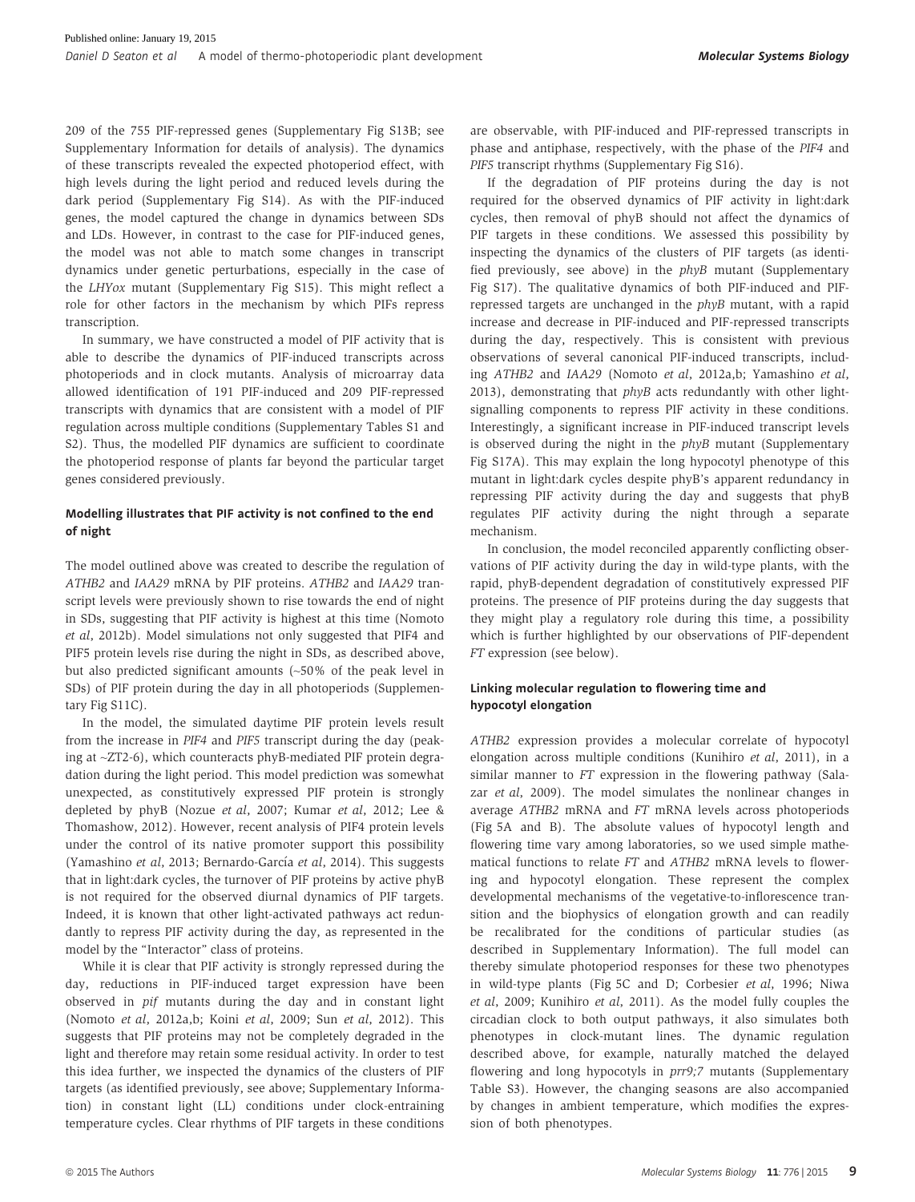209 of the 755 PIF-repressed genes (Supplementary Fig S13B; see Supplementary Information for details of analysis). The dynamics of these transcripts revealed the expected photoperiod effect, with high levels during the light period and reduced levels during the dark period (Supplementary Fig S14). As with the PIF-induced genes, the model captured the change in dynamics between SDs and LDs. However, in contrast to the case for PIF-induced genes, the model was not able to match some changes in transcript dynamics under genetic perturbations, especially in the case of the *LHYox* mutant (Supplementary Fig S15). This might reflect a role for other factors in the mechanism by which PIFs repress transcription.

In summary, we have constructed a model of PIF activity that is able to describe the dynamics of PIF-induced transcripts across photoperiods and in clock mutants. Analysis of microarray data allowed identification of 191 PIF-induced and 209 PIF-repressed transcripts with dynamics that are consistent with a model of PIF regulation across multiple conditions (Supplementary Tables S1 and S2). Thus, the modelled PIF dynamics are sufficient to coordinate the photoperiod response of plants far beyond the particular target genes considered previously.

### Modelling illustrates that PIF activity is not confined to the end of night

The model outlined above was created to describe the regulation of *ATHB2* and *IAA29* mRNA by PIF proteins. *ATHB2* and *IAA29* transcript levels were previously shown to rise towards the end of night in SDs, suggesting that PIF activity is highest at this time (Nomoto *et al*, 2012b). Model simulations not only suggested that PIF4 and PIF5 protein levels rise during the night in SDs, as described above, but also predicted significant amounts (~50% of the peak level in SDs) of PIF protein during the day in all photoperiods (Supplementary Fig S11C).

In the model, the simulated daytime PIF protein levels result from the increase in *PIF4* and *PIF5* transcript during the day (peaking at ~ZT2-6), which counteracts phyB-mediated PIF protein degradation during the light period. This model prediction was somewhat unexpected, as constitutively expressed PIF protein is strongly depleted by phyB (Nozue *et al*, 2007; Kumar *et al*, 2012; Lee & Thomashow, 2012). However, recent analysis of PIF4 protein levels under the control of its native promoter support this possibility (Yamashino *et al*, 2013; Bernardo-García *et al*, 2014). This suggests that in light:dark cycles, the turnover of PIF proteins by active phyB is not required for the observed diurnal dynamics of PIF targets. Indeed, it is known that other light-activated pathways act redundantly to repress PIF activity during the day, as represented in the model by the "Interactor" class of proteins.

While it is clear that PIF activity is strongly repressed during the day, reductions in PIF-induced target expression have been observed in *pif* mutants during the day and in constant light (Nomoto *et al*, 2012a,b; Koini *et al*, 2009; Sun *et al*, 2012). This suggests that PIF proteins may not be completely degraded in the light and therefore may retain some residual activity. In order to test this idea further, we inspected the dynamics of the clusters of PIF targets (as identified previously, see above; Supplementary Information) in constant light (LL) conditions under clock-entraining temperature cycles. Clear rhythms of PIF targets in these conditions are observable, with PIF-induced and PIF-repressed transcripts in phase and antiphase, respectively, with the phase of the *PIF4* and *PIF5* transcript rhythms (Supplementary Fig S16).

If the degradation of PIF proteins during the day is not required for the observed dynamics of PIF activity in light:dark cycles, then removal of phyB should not affect the dynamics of PIF targets in these conditions. We assessed this possibility by inspecting the dynamics of the clusters of PIF targets (as identified previously, see above) in the *phyB* mutant (Supplementary Fig S17). The qualitative dynamics of both PIF-induced and PIF-repressed targets are unchanged in the *phyB* mutant, with a rapid increase and decrease in PIF-induced and PIF-repressed transcripts during the day, respectively. This is consistent with previous observations of several canonical PIF-induced transcripts, including *ATHB2* and *IAA29* (Nomoto *et al*, 2012a,b; Yamashino *et al*, 2013), demonstrating that *phyB* acts redundantly with other light-signalling components to repress PIF activity in these conditions. Interestingly, a significant increase in PIF-induced transcript levels is observed during the night in the *phyB* mutant (Supplementary Fig S17A). This may explain the long hypocotyl phenotype of this mutant in light:dark cycles despite phyB's apparent redundancy in repressing PIF activity during the day and suggests that phyB regulates PIF activity during the night through a separate mechanism.

In conclusion, the model reconciled apparently conflicting observations of PIF activity during the day in wild-type plants, with the rapid, phyB-dependent degradation of constitutively expressed PIF proteins. The presence of PIF proteins during the day suggests that they might play a regulatory role during this time, a possibility which is further highlighted by our observations of PIF-dependent *FT* expression (see below).

### Linking molecular regulation to flowering time and hypocotyl elongation

*ATHB2* expression provides a molecular correlate of hypocotyl elongation across multiple conditions (Kunihiro *et al*, 2011), in a similar manner to *FT* expression in the flowering pathway (Salazar *et al*, 2009). The model simulates the nonlinear changes in average *ATHB2* mRNA and *FT* mRNA levels across photoperiods (Fig 5A and B). The absolute values of hypocotyl length and flowering time vary among laboratories, so we used simple mathematical functions to relate *FT* and *ATHB2* mRNA levels to flowering and hypocotyl elongation. These represent the complex developmental mechanisms of the vegetative-to-inflorescence transition and the biophysics of elongation growth and can readily be recalibrated for the conditions of particular studies (as described in Supplementary Information). The full model can thereby simulate photoperiod responses for these two phenotypes in wild-type plants (Fig 5C and D; Corbesier *et al*, 1996; Niwa *et al*, 2009; Kunihiro *et al*, 2011). As the model fully couples the circadian clock to both output pathways, it also simulates both phenotypes in clock-mutant lines. The dynamic regulation described above, for example, naturally matched the delayed flowering and long hypocotyls in *prr9;7* mutants (Supplementary Table S3). However, the changing seasons are also accompanied by changes in ambient temperature, which modifies the expression of both phenotypes.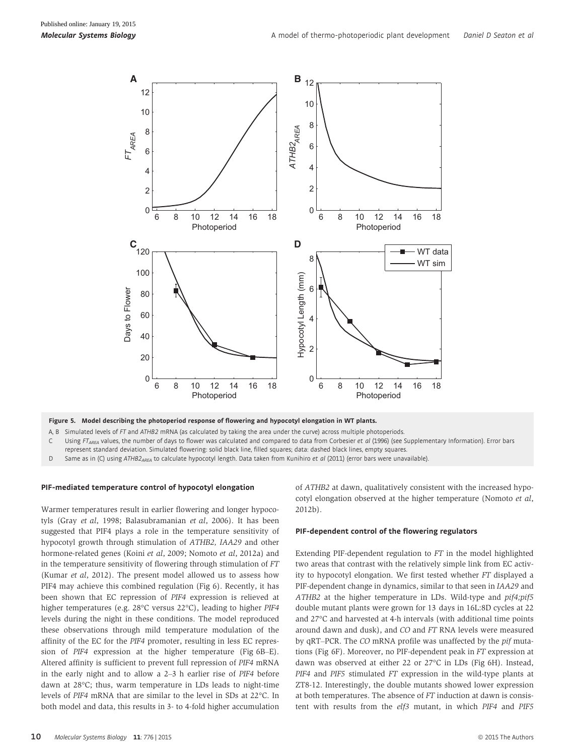**Figure 5. Model describing the photoperiod response of flowering and hypocotyl elongation in WT plants.**

A, B Simulated levels of *FT* and *ATHB2* mRNA (as calculated by taking the area under the curve) across multiple photoperiods.

C Using $FT_{AREA}$ values, the number of days to flower was calculated and compared to data from Corbesier *et al* (1996) (see Supplementary Information). Error bars represent standard deviation. Simulated flowering: solid black line, filled squares; data: dashed black lines, empty squares.

D Same as in (C) using $ATHB2_{AREA}$ to calculate hypocotyl length. Data taken from Kunihiro *et al* (2011) (error bars were unavailable).

#### PIF-mediated temperature control of hypocotyl elongation

Warmer temperatures result in earlier flowering and longer hypocotyls (Gray *et al*, 1998; Balasubramanian *et al*, 2006). It has been suggested that PIF4 plays a role in the temperature sensitivity of hypocotyl growth through stimulation of *ATHB2, IAA29* and other hormone-related genes (Koini *et al*, 2009; Nomoto *et al*, 2012a) and in the temperature sensitivity of flowering through stimulation of *FT* (Kumar *et al*, 2012). The present model allowed us to assess how PIF4 may achieve this combined regulation (Fig 6). Recently, it has been shown that EC repression of *PIF4* expression is relieved at higher temperatures (e.g. 28°C versus 22°C), leading to higher *PIF4* levels during the night in these conditions. The model reproduced these observations through mild temperature modulation of the affinity of the EC for the *PIF4* promoter, resulting in less EC repression of *PIF4* expression at the higher temperature (Fig 6B–E). Altered affinity is sufficient to prevent full repression of *PIF4* mRNA in the early night and to allow a 2–3 h earlier rise of *PIF4* before dawn at 28°C; thus, warm temperature in LDs leads to night-time levels of *PIF4* mRNA that are similar to the level in SDs at 22°C. In both model and data, this results in 3- to 4-fold higher accumulation of *ATHB2* at dawn, qualitatively consistent with the increased hypocotyl elongation observed at the higher temperature (Nomoto *et al*, 2012b).

#### PIF-dependent control of the flowering regulators

Extending PIF-dependent regulation to *FT* in the model highlighted two areas that contrast with the relatively simple link from EC activity to hypocotyl elongation. We first tested whether *FT* displayed a PIF-dependent change in dynamics, similar to that seen in *IAA29* and *ATHB2* at the higher temperature in LDs. Wild-type and *pif4;pif5* double mutant plants were grown for 13 days in 16L:8D cycles at 22 and 27°C and harvested at 4-h intervals (with additional time points around dawn and dusk), and *CO* and *FT* RNA levels were measured by qRT–PCR. The *CO* mRNA profile was unaffected by the *pif* mutations (Fig 6F). Moreover, no PIF-dependent peak in *FT* expression at dawn was observed at either 22 or 27°C in LDs (Fig 6H). Instead, *PIF4* and *PIF5* stimulated *FT* expression in the wild-type plants at ZT8-12. Interestingly, the double mutants showed lower expression at both temperatures. The absence of *FT* induction at dawn is consistent with results from the *elf3* mutant, in which *PIF4* and *PIF5*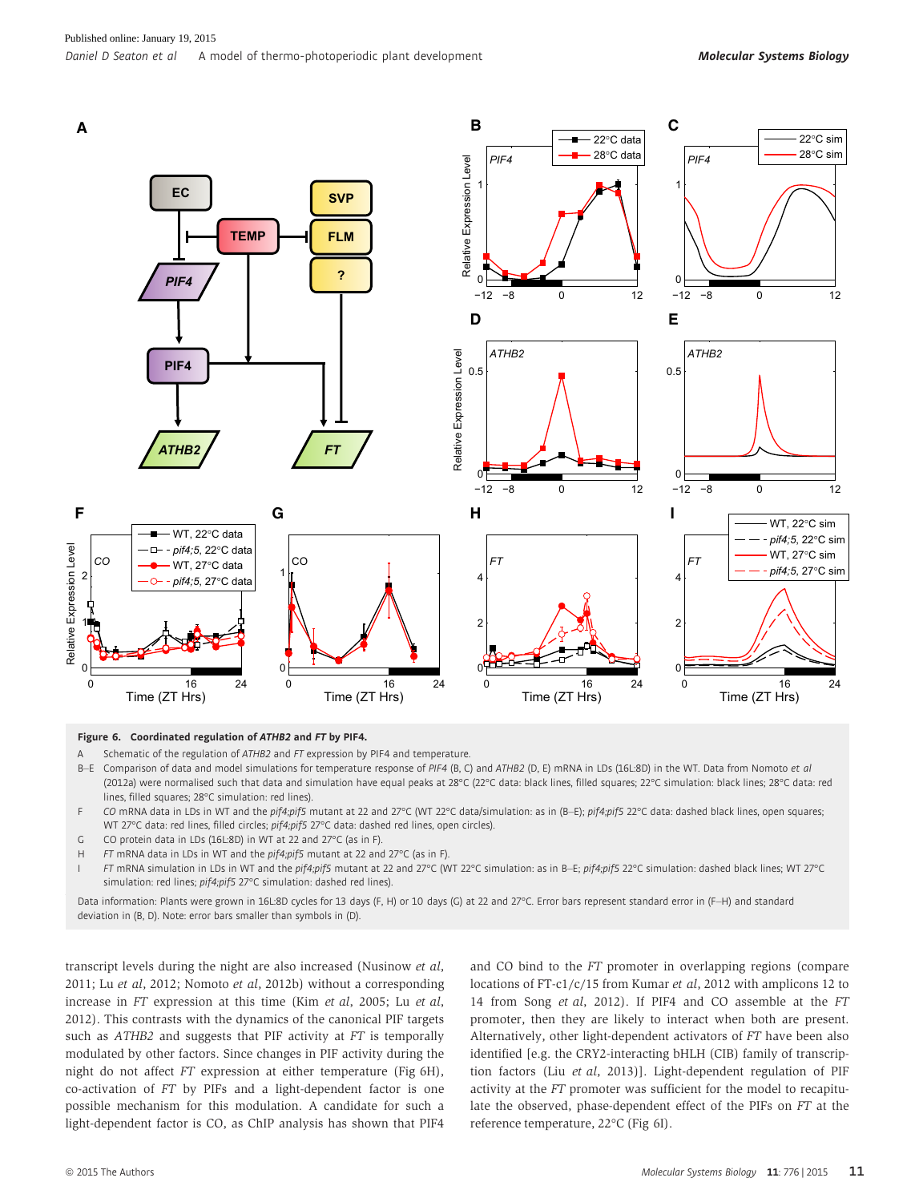**Figure 6. Coordinated regulation of *ATHB2* and *FT* by PIF4.**

A Schematic of the regulation of *ATHB2* and *FT* expression by PIF4 and temperature.

B–E Comparison of data and model simulations for temperature response of *PIF4* (B, C) and *ATHB2* (D, E) mRNA in LDs (16L:8D) in the WT. Data from Nomoto *et al* (2012a) were normalised such that data and simulation have equal peaks at 28°C (22°C data: black lines, filled squares; 22°C simulation: black lines; 28°C data: red lines, filled squares; 28°C simulation: red lines).

F *CO* mRNA data in LDs in WT and the *pif4;pif5* mutant at 22 and 27°C (WT 22°C data/simulation: as in (B–E); *pif4;pif5* 22°C data: dashed black lines, open squares; WT 27°C data: red lines, filled circles; *pif4;pif5* 27°C data: dashed red lines, open circles).

G CO protein data in LDs (16L:8D) in WT at 22 and 27°C (as in F).

H *FT* mRNA data in LDs in WT and the *pif4;pif5* mutant at 22 and 27°C (as in F).

I *FT* mRNA simulation in LDs in WT and the *pif4;pif5* mutant at 22 and 27°C (WT 22°C simulation: as in B–E; *pif4;pif5* 22°C simulation: dashed black lines; WT 27°C simulation: red lines; *pif4;pif5* 27°C simulation: dashed red lines).

Data information: Plants were grown in 16L:8D cycles for 13 days (F, H) or 10 days (G) at 22 and 27°C. Error bars represent standard error in (F–H) and standard deviation in (B, D). Note: error bars smaller than symbols in (D).

transcript levels during the night are also increased (Nusinow *et al*, 2011; Lu *et al*, 2012; Nomoto *et al*, 2012b) without a corresponding increase in *FT* expression at this time (Kim *et al*, 2005; Lu *et al*, 2012). This contrasts with the dynamics of the canonical PIF targets such as *ATHB2* and suggests that PIF activity at *FT* is temporally modulated by other factors. Since changes in PIF activity during the night do not affect *FT* expression at either temperature (Fig 6H), co-activation of *FT* by PIFs and a light-dependent factor is one possible mechanism for this modulation. A candidate for such a light-dependent factor is CO, as ChIP analysis has shown that PIF4 and CO bind to the *FT* promoter in overlapping regions (compare locations of FT-c1/c/15 from Kumar *et al*, 2012 with amplicons 12 to 14 from Song *et al*, 2012). If PIF4 and CO assemble at the *FT* promoter, then they are likely to interact when both are present. Alternatively, other light-dependent activators of *FT* have been also identified [e.g. the CRY2-interacting bHLH (CIB) family of transcription factors (Liu *et al*, 2013)]. Light-dependent regulation of PIF activity at the *FT* promoter was sufficient for the model to recapitulate the observed, phase-dependent effect of the PIFs on *FT* at the reference temperature, 22°C (Fig 6I).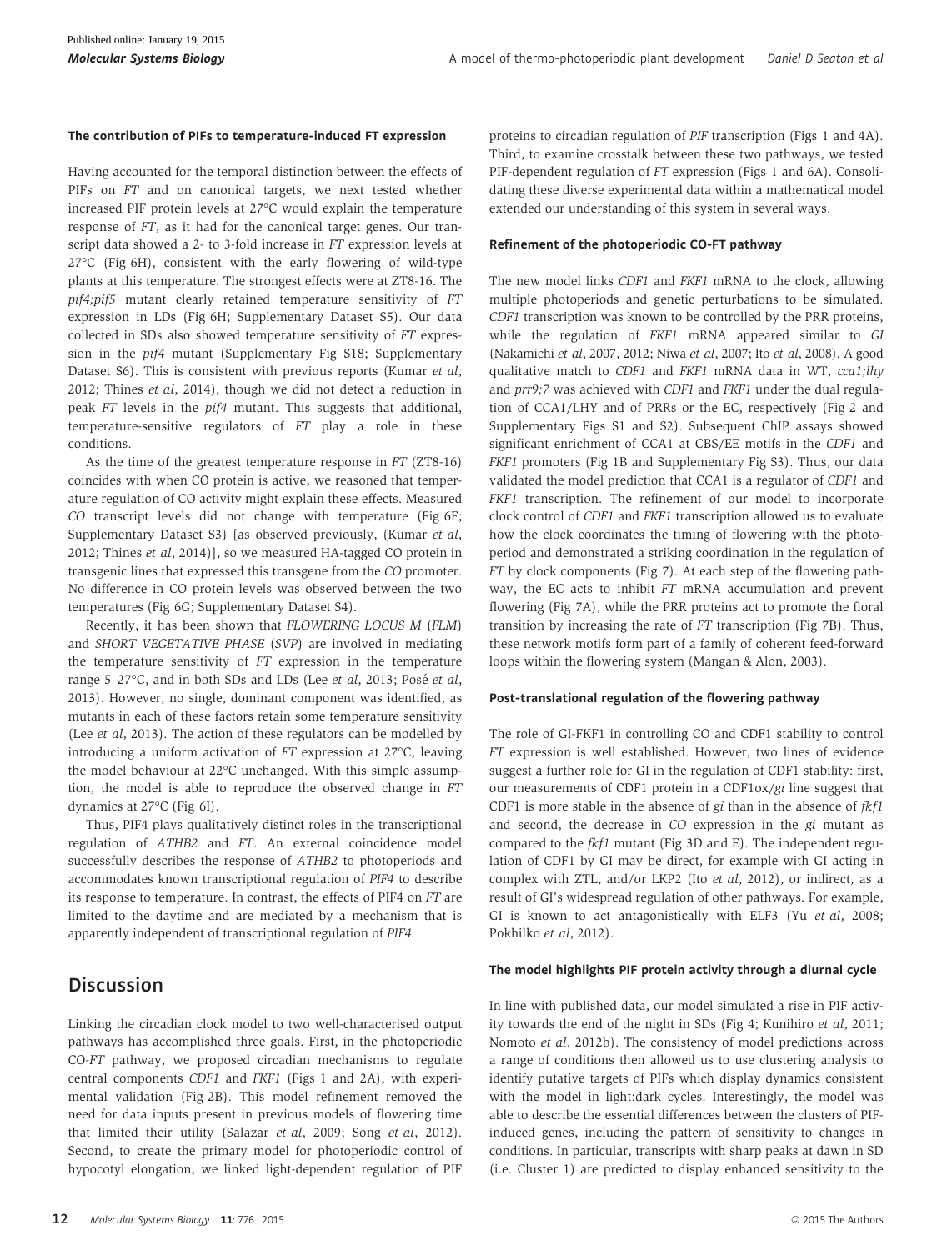### The contribution of PIFs to temperature-induced FT expression

Having accounted for the temporal distinction between the effects of PIFs on *FT* and on canonical targets, we next tested whether increased PIF protein levels at 27°C would explain the temperature response of *FT*, as it had for the canonical target genes. Our transcript data showed a 2- to 3-fold increase in *FT* expression levels at 27°C (Fig 6H), consistent with the early flowering of wild-type plants at this temperature. The strongest effects were at ZT8-16. The *pif4;pif5* mutant clearly retained temperature sensitivity of *FT* expression in LDs (Fig 6H; Supplementary Dataset S5). Our data collected in SDs also showed temperature sensitivity of *FT* expression in the *pif4* mutant (Supplementary Fig S18; Supplementary Dataset S6). This is consistent with previous reports (Kumar *et al*, 2012; Thines *et al*, 2014), though we did not detect a reduction in peak *FT* levels in the *pif4* mutant. This suggests that additional, temperature-sensitive regulators of *FT* play a role in these conditions.

As the time of the greatest temperature response in *FT* (ZT8-16) coincides with when CO protein is active, we reasoned that temperature regulation of CO activity might explain these effects. Measured *CO* transcript levels did not change with temperature (Fig 6F; Supplementary Dataset S3) [as observed previously, (Kumar *et al*, 2012; Thines *et al*, 2014)], so we measured HA-tagged CO protein in transgenic lines that expressed this transgene from the *CO* promoter. No difference in CO protein levels was observed between the two temperatures (Fig 6G; Supplementary Dataset S4).

Recently, it has been shown that *FLOWERING LOCUS M* (*FLM*) and *SHORT VEGETATIVE PHASE* (*SVP*) are involved in mediating the temperature sensitivity of *FT* expression in the temperature range 5–27°C, and in both SDs and LDs (Lee *et al*, 2013; Posé *et al*, 2013). However, no single, dominant component was identified, as mutants in each of these factors retain some temperature sensitivity (Lee *et al*, 2013). The action of these regulators can be modelled by introducing a uniform activation of *FT* expression at 27°C, leaving the model behaviour at 22°C unchanged. With this simple assumption, the model is able to reproduce the observed change in *FT* dynamics at 27°C (Fig 6I).

Thus, PIF4 plays qualitatively distinct roles in the transcriptional regulation of *ATHB2* and *FT*. An external coincidence model successfully describes the response of *ATHB2* to photoperiods and accommodates known transcriptional regulation of *PIF4* to describe its response to temperature. In contrast, the effects of PIF4 on *FT* are limited to the daytime and are mediated by a mechanism that is apparently independent of transcriptional regulation of *PIF4.*

## Discussion

Linking the circadian clock model to two well-characterised output pathways has accomplished three goals. First, in the photoperiodic CO-*FT* pathway, we proposed circadian mechanisms to regulate central components *CDF1* and *FKF1* (Figs 1 and 2A), with experimental validation (Fig 2B). This model refinement removed the need for data inputs present in previous models of flowering time that limited their utility (Salazar *et al*, 2009; Song *et al*, 2012). Second, to create the primary model for photoperiodic control of hypocotyl elongation, we linked light-dependent regulation of PIF proteins to circadian regulation of *PIF* transcription (Figs 1 and 4A). Third, to examine crosstalk between these two pathways, we tested PIF-dependent regulation of *FT* expression (Figs 1 and 6A). Consolidating these diverse experimental data within a mathematical model extended our understanding of this system in several ways.

### Refinement of the photoperiodic CO-FT pathway

The new model links *CDF1* and *FKF1* mRNA to the clock, allowing multiple photoperiods and genetic perturbations to be simulated. *CDF1* transcription was known to be controlled by the PRR proteins, while the regulation of *FKF1* mRNA appeared similar to *GI* (Nakamichi *et al*, 2007, 2012; Niwa *et al*, 2007; Ito *et al*, 2008). A good qualitative match to *CDF1* and *FKF1* mRNA data in WT, *cca1;lhy* and *prr9;7* was achieved with *CDF1* and *FKF1* under the dual regulation of CCA1/LHY and of PRRs or the EC, respectively (Fig 2 and Supplementary Figs S1 and S2). Subsequent ChIP assays showed significant enrichment of CCA1 at CBS/EE motifs in the *CDF1* and *FKF1* promoters (Fig 1B and Supplementary Fig S3). Thus, our data validated the model prediction that CCA1 is a regulator of *CDF1* and *FKF1* transcription. The refinement of our model to incorporate clock control of *CDF1* and *FKF1* transcription allowed us to evaluate how the clock coordinates the timing of flowering with the photoperiod and demonstrated a striking coordination in the regulation of *FT* by clock components (Fig 7). At each step of the flowering pathway, the EC acts to inhibit *FT* mRNA accumulation and prevent flowering (Fig 7A), while the PRR proteins act to promote the floral transition by increasing the rate of *FT* transcription (Fig 7B). Thus, these network motifs form part of a family of coherent feed-forward loops within the flowering system (Mangan & Alon, 2003).

### Post-translational regulation of the flowering pathway

The role of GI-FKF1 in controlling CO and CDF1 stability to control *FT* expression is well established. However, two lines of evidence suggest a further role for GI in the regulation of CDF1 stability: first, our measurements of CDF1 protein in a CDF1ox/*gi* line suggest that CDF1 is more stable in the absence of *gi* than in the absence of *fkf1* and second, the decrease in *CO* expression in the *gi* mutant as compared to the *fkf1* mutant (Fig 3D and E). The independent regulation of CDF1 by GI may be direct, for example with GI acting in complex with ZTL, and/or LKP2 (Ito *et al*, 2012), or indirect, as a result of GI's widespread regulation of other pathways. For example, GI is known to act antagonistically with ELF3 (Yu *et al*, 2008; Pokhilko *et al*, 2012).

### The model highlights PIF protein activity through a diurnal cycle

In line with published data, our model simulated a rise in PIF activity towards the end of the night in SDs (Fig 4; Kunihiro *et al*, 2011; Nomoto *et al*, 2012b). The consistency of model predictions across a range of conditions then allowed us to use clustering analysis to identify putative targets of PIFs which display dynamics consistent with the model in light:dark cycles. Interestingly, the model was able to describe the essential differences between the clusters of PIF-induced genes, including the pattern of sensitivity to changes in conditions. In particular, transcripts with sharp peaks at dawn in SD (i.e. Cluster 1) are predicted to display enhanced sensitivity to the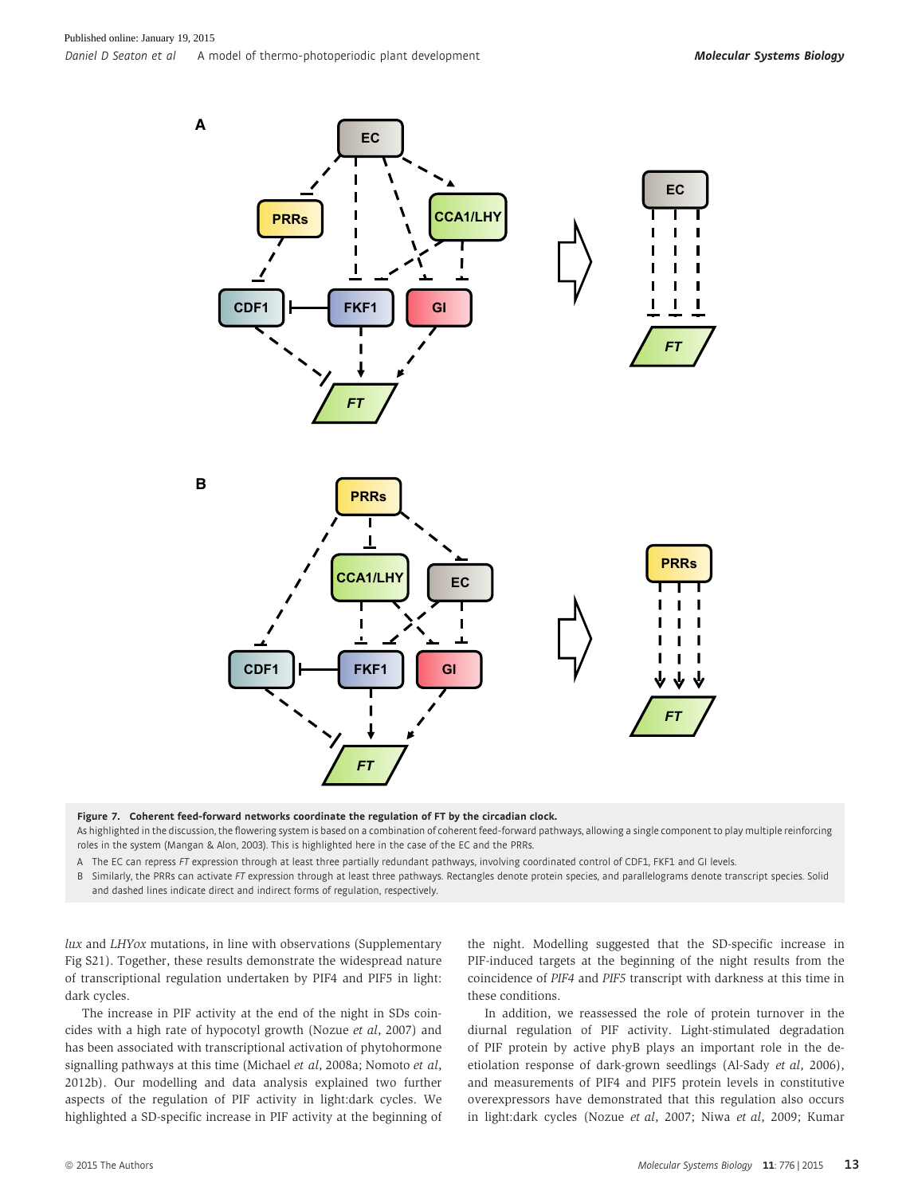**Figure 7. Coherent feed-forward networks coordinate the regulation of FT by the circadian clock.**

As highlighted in the discussion, the flowering system is based on a combination of coherent feed-forward pathways, allowing a single component to play multiple reinforcing roles in the system (Mangan & Alon, 2003). This is highlighted here in the case of the EC and the PRRs.

A The EC can repress *FT* expression through at least three partially redundant pathways, involving coordinated control of CDF1, FKF1 and GI levels.

B Similarly, the PRRs can activate *FT* expression through at least three pathways. Rectangles denote protein species, and parallelograms denote transcript species. Solid and dashed lines indicate direct and indirect forms of regulation, respectively.

*lux* and *LHYox* mutations, in line with observations (Supplementary Fig S21). Together, these results demonstrate the widespread nature of transcriptional regulation undertaken by PIF4 and PIF5 in light: dark cycles.

The increase in PIF activity at the end of the night in SDs coincides with a high rate of hypocotyl growth (Nozue *et al*, 2007) and has been associated with transcriptional activation of phytohormone signalling pathways at this time (Michael *et al*, 2008a; Nomoto *et al*, 2012b). Our modelling and data analysis explained two further aspects of the regulation of PIF activity in light:dark cycles. We highlighted a SD-specific increase in PIF activity at the beginning of the night. Modelling suggested that the SD-specific increase in PIF-induced targets at the beginning of the night results from the coincidence of *PIF4* and *PIF5* transcript with darkness at this time in these conditions.

In addition, we reassessed the role of protein turnover in the diurnal regulation of PIF activity. Light-stimulated degradation of PIF protein by active phyB plays an important role in the de-etiolation response of dark-grown seedlings (Al-Sady *et al*, 2006), and measurements of PIF4 and PIF5 protein levels in constitutive overexpressors have demonstrated that this regulation also occurs in light:dark cycles (Nozue *et al*, 2007; Niwa *et al*, 2009; Kumar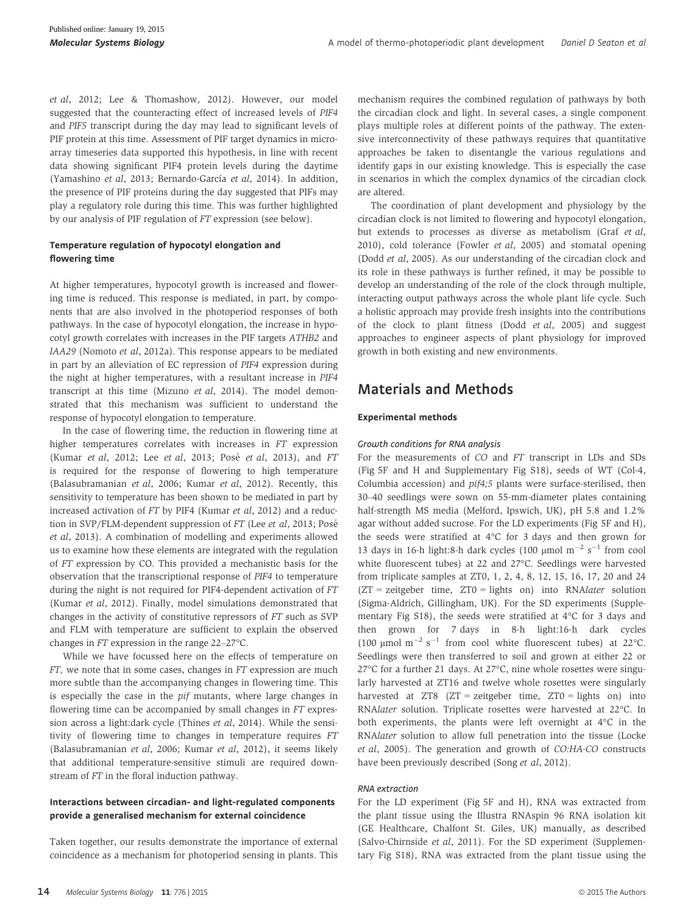et al, 2012; Lee & Thomashow, 2012). However, our model suggested that the counteracting effect of increased levels of *PIF4* and *PIF5* transcript during the day may lead to significant levels of PIF protein at this time. Assessment of PIF target dynamics in microarray timeseries data supported this hypothesis, in line with recent data showing significant PIF4 protein levels during the daytime (Yamashino *et al*, 2013; Bernardo-García *et al*, 2014). In addition, the presence of PIF proteins during the day suggested that PIFs may play a regulatory role during this time. This was further highlighted by our analysis of PIF regulation of *FT* expression (see below).

### Temperature regulation of hypocotyl elongation and flowering time

At higher temperatures, hypocotyl growth is increased and flowering time is reduced. This response is mediated, in part, by components that are also involved in the photoperiod responses of both pathways. In the case of hypocotyl elongation, the increase in hypocotyl growth correlates with increases in the PIF targets *ATHB2* and *IAA29* (Nomoto *et al*, 2012a). This response appears to be mediated in part by an alleviation of EC repression of *PIF4* expression during the night at higher temperatures, with a resultant increase in *PIF4* transcript at this time (Mizuno *et al*, 2014). The model demonstrated that this mechanism was sufficient to understand the response of hypocotyl elongation to temperature.

In the case of flowering time, the reduction in flowering time at higher temperatures correlates with increases in *FT* expression (Kumar *et al*, 2012; Lee *et al*, 2013; Posé *et al*, 2013), and *FT* is required for the response of flowering to high temperature (Balasubramanian *et al*, 2006; Kumar *et al*, 2012). Recently, this sensitivity to temperature has been shown to be mediated in part by increased activation of *FT* by PIF4 (Kumar *et al*, 2012) and a reduction in SVP/FLM-dependent suppression of *FT* (Lee *et al*, 2013; Posé *et al*, 2013). A combination of modelling and experiments allowed us to examine how these elements are integrated with the regulation of *FT* expression by CO. This provided a mechanistic basis for the observation that the transcriptional response of *PIF4* to temperature during the night is not required for PIF4-dependent activation of *FT* (Kumar *et al*, 2012). Finally, model simulations demonstrated that changes in the activity of constitutive repressors of *FT* such as SVP and FLM with temperature are sufficient to explain the observed changes in *FT* expression in the range 22–27°C.

While we have focussed here on the effects of temperature on *FT*, we note that in some cases, changes in *FT* expression are much more subtle than the accompanying changes in flowering time. This is especially the case in the *pif* mutants, where large changes in flowering time can be accompanied by small changes in *FT* expression across a light:dark cycle (Thines *et al*, 2014). While the sensitivity of flowering time to changes in temperature requires *FT* (Balasubramanian *et al*, 2006; Kumar *et al*, 2012), it seems likely that additional temperature-sensitive stimuli are required downstream of *FT* in the floral induction pathway.

### Interactions between circadian- and light-regulated components provide a generalised mechanism for external coincidence

Taken together, our results demonstrate the importance of external coincidence as a mechanism for photoperiod sensing in plants. This mechanism requires the combined regulation of pathways by both the circadian clock and light. In several cases, a single component plays multiple roles at different points of the pathway. The extensive interconnectivity of these pathways requires that quantitative approaches be taken to disentangle the various regulations and identify gaps in our existing knowledge. This is especially the case in scenarios in which the complex dynamics of the circadian clock are altered.

The coordination of plant development and physiology by the circadian clock is not limited to flowering and hypocotyl elongation, but extends to processes as diverse as metabolism (Graf *et al*, 2010), cold tolerance (Fowler *et al*, 2005) and stomatal opening (Dodd *et al*, 2005). As our understanding of the circadian clock and its role in these pathways is further refined, it may be possible to develop an understanding of the role of the clock through multiple, interacting output pathways across the whole plant life cycle. Such a holistic approach may provide fresh insights into the contributions of the clock to plant fitness (Dodd *et al*, 2005) and suggest approaches to engineer aspects of plant physiology for improved growth in both existing and new environments.

## Materials and Methods

### Experimental methods

#### *Growth conditions for RNA analysis*

For the measurements of *CO* and *FT* transcript in LDs and SDs (Fig 5F and H and Supplementary Fig S18), seeds of WT (Col-4, Columbia accession) and *pif4;5* plants were surface-sterilised, then 30–40 seedlings were sown on 55-mm-diameter plates containing half-strength MS media (Melford, Ipswich, UK), pH 5.8 and 1.2% agar without added sucrose. For the LD experiments (Fig 5F and H), the seeds were stratified at 4°C for 3 days and then grown for 13 days in 16-h light:8-h dark cycles (100 μmol $m^{-2}$ $s^{-1}$ from cool white fluorescent tubes) at 22 and 27°C. Seedlings were harvested from triplicate samples at ZT0, 1, 2, 4, 8, 12, 15, 16, 17, 20 and 24 (ZT = zeitgeber time, ZT0 = lights on) into RNA*later* solution (Sigma-Aldrich, Gillingham, UK). For the SD experiments (Supplementary Fig S18), the seeds were stratified at 4°C for 3 days and then grown for 7 days in 8-h light:16-h dark cycles (100 μmol $m^{-2}$ $s^{-1}$ from cool white fluorescent tubes) at 22°C. Seedlings were then transferred to soil and grown at either 22 or 27°C for a further 21 days. At 27°C, nine whole rosettes were singularly harvested at ZT16 and twelve whole rosettes were singularly harvested at ZT8 (ZT = zeitgeber time, ZT0 = lights on) into RNA*later* solution. Triplicate rosettes were harvested at 22°C. In both experiments, the plants were left overnight at 4°C in the RNA*later* solution to allow full penetration into the tissue (Locke *et al*, 2005). The generation and growth of *CO:HA-CO* constructs have been previously described (Song *et al*, 2012).

#### *RNA extraction*

For the LD experiment (Fig 5F and H), RNA was extracted from the plant tissue using the Illustra RNAspin 96 RNA isolation kit (GE Healthcare, Chalfont St. Giles, UK) manually, as described (Salvo-Chirnside *et al*, 2011). For the SD experiment (Supplementary Fig S18), RNA was extracted from the plant tissue using the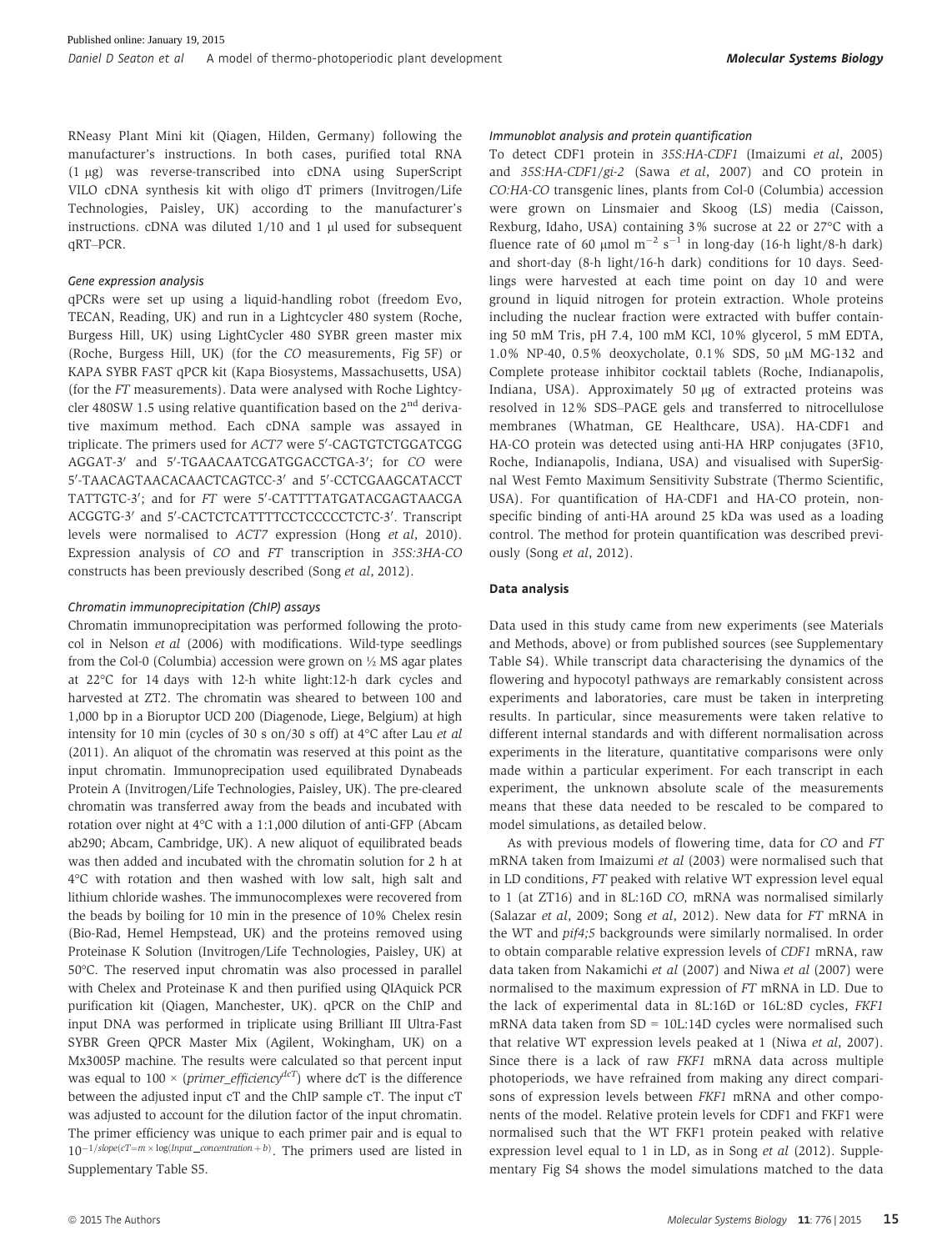RNeasy Plant Mini kit (Qiagen, Hilden, Germany) following the manufacturer's instructions. In both cases, purified total RNA (1 μg) was reverse-transcribed into cDNA using SuperScript VILO cDNA synthesis kit with oligo dT primers (Invitrogen/Life Technologies, Paisley, UK) according to the manufacturer's instructions. cDNA was diluted 1/10 and 1 μl used for subsequent qRT–PCR.

#### *Gene expression analysis*

qPCRs were set up using a liquid-handling robot (freedom Evo, TECAN, Reading, UK) and run in a Lightcycler 480 system (Roche, Burgess Hill, UK) using LightCycler 480 SYBR green master mix (Roche, Burgess Hill, UK) (for the *CO* measurements, Fig 5F) or KAPA SYBR FAST qPCR kit (Kapa Biosystems, Massachusetts, USA) (for the *FT* measurements). Data were analysed with Roche Lightcycler 480SW 1.5 using relative quantification based on the 2[nd] derivative maximum method. Each cDNA sample was assayed in triplicate. The primers used for *ACT7* were 5′-CAGTGTCTGGATCGGAGGAT-3′ and 5′-TGAACAATCGATGGACCTGA-3′; for *CO* were 5′-TAACAGTAACACAACTCAGTCC-3′ and 5′-CCTCGAAGCATACCTTATTGTC-3′; and for *FT* were 5′-CATTTTATGATACGAGTAACGAACGGTG-3′ and 5′-CACTCTCATTTTCCTCCCCCTCTC-3′. Transcript levels were normalised to *ACT7* expression (Hong *et al*, 2010). Expression analysis of *CO* and *FT* transcription in *35S:3HA-CO* constructs has been previously described (Song *et al*, 2012).

#### *Chromatin immunoprecipitation (ChIP) assays*

Chromatin immunoprecipitation was performed following the protocol in Nelson *et al* (2006) with modifications. Wild-type seedlings from the Col-0 (Columbia) accession were grown on ½ MS agar plates at 22°C for 14 days with 12-h white light:12-h dark cycles and harvested at ZT2. The chromatin was sheared to between 100 and 1,000 bp in a Bioruptor UCD 200 (Diagenode, Liege, Belgium) at high intensity for 10 min (cycles of 30 s on/30 s off) at 4°C after Lau *et al* (2011). An aliquot of the chromatin was reserved at this point as the input chromatin. Immunoprecipitation used equilibrated Dynabeads Protein A (Invitrogen/Life Technologies, Paisley, UK). The pre-cleared chromatin was transferred away from the beads and incubated with rotation over night at 4°C with a 1:1,000 dilution of anti-GFP (Abcam ab290; Abcam, Cambridge, UK). A new aliquot of equilibrated beads was then added and incubated with the chromatin solution for 2 h at 4°C with rotation and then washed with low salt, high salt and lithium chloride washes. The immunocomplexes were recovered from the beads by boiling for 10 min in the presence of 10% Chelex resin (Bio-Rad, Hemel Hempstead, UK) and the proteins removed using Proteinase K Solution (Invitrogen/Life Technologies, Paisley, UK) at 50°C. The reserved input chromatin was also processed in parallel with Chelex and Proteinase K and then purified using QIAquick PCR purification kit (Qiagen, Manchester, UK). qPCR on the ChIP and input DNA was performed in triplicate using Brilliant III Ultra-Fast SYBR Green QPCR Master Mix (Agilent, Wokingham, UK) on a Mx3005P machine. The results were calculated so that percent input was equal to $100 \times (primer\_efficiency^{dcT})$ where dcT is the difference between the adjusted input cT and the ChIP sample cT. The input cT was adjusted to account for the dilution factor of the input chromatin. The primer efficiency was unique to each primer pair and is equal to $10^{-1/slope(cT = m \times \log(Input\_concentration) + b)}$. The primers used are listed in Supplementary Table S5.

#### *Immunoblot analysis and protein quantification*

To detect CDF1 protein in *35S:HA-CDF1* (Imaizumi *et al*, 2005) and *35S:HA-CDF1/gi-2* (Sawa *et al*, 2007) and CO protein in *CO:HA-CO* transgenic lines, plants from Col-0 (Columbia) accession were grown on Linsmaier and Skoog (LS) media (Caisson, Rexburg, Idaho, USA) containing 3% sucrose at 22 or 27°C with a fluence rate of 60 μmol m$^{-2}$ s$^{-1}$ in long-day (16-h light/8-h dark) and short-day (8-h light/16-h dark) conditions for 10 days. Seedlings were harvested at each time point on day 10 and were ground in liquid nitrogen for protein extraction. Whole proteins including the nuclear fraction were extracted with buffer containing 50 mM Tris, pH 7.4, 100 mM KCl, 10% glycerol, 5 mM EDTA, 1.0% NP-40, 0.5% deoxycholate, 0.1% SDS, 50 μM MG-132 and Complete protease inhibitor cocktail tablets (Roche, Indianapolis, Indiana, USA). Approximately 50 μg of extracted proteins was resolved in 12% SDS–PAGE gels and transferred to nitrocellulose membranes (Whatman, GE Healthcare, USA). HA-CDF1 and HA-CO protein was detected using anti-HA HRP conjugates (3F10, Roche, Indianapolis, Indiana, USA) and visualised with SuperSignal West Femto Maximum Sensitivity Substrate (Thermo Scientific, USA). For quantification of HA-CDF1 and HA-CO protein, nonspecific binding of anti-HA around 25 kDa was used as a loading control. The method for protein quantification was described previously (Song *et al*, 2012).

### Data analysis

Data used in this study came from new experiments (see Materials and Methods, above) or from published sources (see Supplementary Table S4). While transcript data characterising the dynamics of the flowering and hypocotyl pathways are remarkably consistent across experiments and laboratories, care must be taken in interpreting results. In particular, since measurements were taken relative to different internal standards and with different normalisation across experiments in the literature, quantitative comparisons were only made within a particular experiment. For each transcript in each experiment, the unknown absolute scale of the measurements means that these data needed to be rescaled to be compared to model simulations, as detailed below.

As with previous models of flowering time, data for *CO* and *FT* mRNA taken from Imaizumi *et al* (2003) were normalised such that in LD conditions, *FT* peaked with relative WT expression level equal to 1 (at ZT16) and in 8L:16D *CO*, mRNA was normalised similarly (Salazar *et al*, 2009; Song *et al*, 2012). New data for *FT* mRNA in the WT and *pif4;5* backgrounds were similarly normalised. In order to obtain comparable relative expression levels of *CDF1* mRNA, raw data taken from Nakamichi *et al* (2007) and Niwa *et al* (2007) were normalised to the maximum expression of *FT* mRNA in LD. Due to the lack of experimental data in 8L:16D or 16L:8D cycles, *FKF1* mRNA data taken from SD = 10L:14D cycles were normalised such that relative WT expression levels peaked at 1 (Niwa *et al*, 2007). Since there is a lack of raw *FKF1* mRNA data across multiple photoperiods, we have refrained from making any direct comparisons of expression levels between *FKF1* mRNA and other components of the model. Relative protein levels for CDF1 and FKF1 were normalised such that the WT FKF1 protein peaked with relative expression level equal to 1 in LD, as in Song *et al* (2012). Supplementary Fig S4 shows the model simulations matched to the data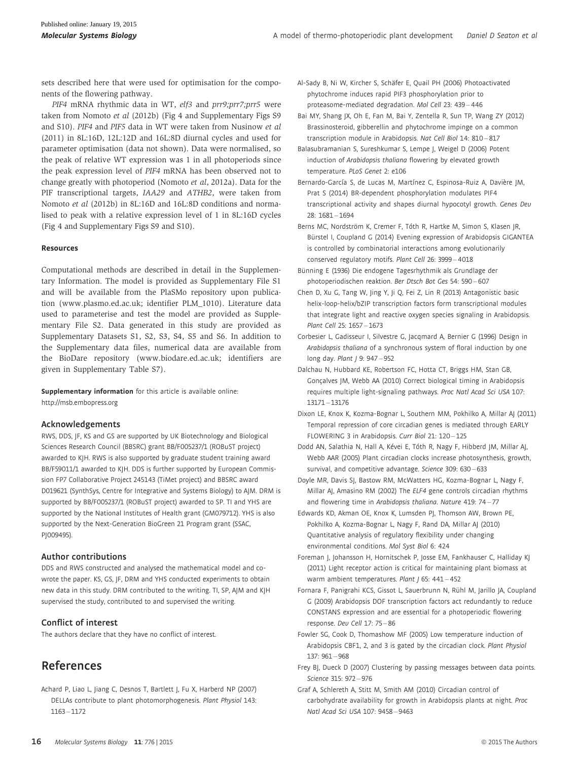sets described here that were used for optimisation for the components of the flowering pathway.

*PIF4* mRNA rhythmic data in WT, *elf3* and *prr9;prr7;prr5* were taken from Nomoto *et al* (2012b) (Fig 4 and Supplementary Figs S9 and S10). *PIF4* and *PIF5* data in WT were taken from Nusinow *et al* (2011) in 8L:16D, 12L:12D and 16L:8D diurnal cycles and used for parameter optimisation (data not shown). Data were normalised, so the peak of relative WT expression was 1 in all photoperiods since the peak expression level of *PIF4* mRNA has been observed not to change greatly with photoperiod (Nomoto *et al*, 2012a). Data for the PIF transcriptional targets, *IAA29* and *ATHB2*, were taken from Nomoto *et al* (2012b) in 8L:16D and 16L:8D conditions and normalised to peak with a relative expression level of 1 in 8L:16D cycles (Fig 4 and Supplementary Figs S9 and S10).

#### Resources

Computational methods are described in detail in the Supplementary Information. The model is provided as Supplementary File S1 and will be available from the PlaSMo repository upon publication (www.plasmo.ed.ac.uk; identifier PLM_1010). Literature data used to parameterise and test the model are provided as Supplementary File S2. Data generated in this study are provided as Supplementary Datasets S1, S2, S3, S4, S5 and S6. In addition to the Supplementary data files, numerical data are available from the BioDare repository (www.biodare.ed.ac.uk; identifiers are given in Supplementary Table S7).

**Supplementary information** for this article is available online: http://msb.embopress.org

### Acknowledgements

RWS, DDS, JF, KS and GS are supported by UK Biotechnology and Biological Sciences Research Council (BBSRC) grant BB/F005237/1 (ROBuST project) awarded to KJH. RWS is also supported by graduate student training award BB/F59011/1 awarded to KJH. DDS is further supported by European Commission FP7 Collaborative Project 245143 (TiMet project) and BBSRC award D019621 (SynthSys, Centre for Integrative and Systems Biology) to AJM. DRM is supported by BB/F005237/1 (ROBuST project) awarded to SP. TI and YHS are supported by the National Institutes of Health grant (GM079712). YHS is also supported by the Next-Generation BioGreen 21 Program grant (SSAC, PJ009495).

### Author contributions

DDS and RWS constructed and analysed the mathematical model and co-wrote the paper. KS, GS, JF, DRM and YHS conducted experiments to obtain new data in this study. DRM contributed to the writing. TI, SP, AJM and KJH supervised the study, contributed to and supervised the writing.

### Conflict of interest

The authors declare that they have no conflict of interest.

## References

Achard P, Liao L, Jiang C, Desnos T, Bartlett J, Fu X, Harberd NP (2007) DELLAs contribute to plant photomorphogenesis. *Plant Physiol* 143: 1163 – 1172

Al-Sady B, Ni W, Kircher S, Schäfer E, Quail PH (2006) Photoactivated phytochrome induces rapid PIF3 phosphorylation prior to proteasome-mediated degradation. *Mol Cell* 23: 439 – 446

Bai MY, Shang JX, Oh E, Fan M, Bai Y, Zentella R, Sun TP, Wang ZY (2012) Brassinosteroid, gibberellin and phytochrome impinge on a common transcription module in Arabidopsis. *Nat Cell Biol* 14: 810 – 817

Balasubramanian S, Sureshkumar S, Lempe J, Weigel D (2006) Potent induction of *Arabidopsis thaliana* flowering by elevated growth temperature. *PLoS Genet* 2: e106

Bernardo-García S, de Lucas M, Martínez C, Espinosa-Ruiz A, Davière JM, Prat S (2014) BR-dependent phosphorylation modulates PIF4 transcriptional activity and shapes diurnal hypocotyl growth. *Genes Dev* 28: 1681 – 1694

Berns MC, Nordström K, Cremer F, Tóth R, Hartke M, Simon S, Klasen JR, Bürstel I, Coupland G (2014) Evening expression of Arabidopsis GIGANTEA is controlled by combinatorial interactions among evolutionarily conserved regulatory motifs. *Plant Cell* 26: 3999 – 4018

Bünning E (1936) Die endogene Tagesrhythmik als Grundlage der photoperiodischen reaktion. *Ber Dtsch Bot Ges* 54: 590 – 607

Chen D, Xu G, Tang W, Jing Y, Ji Q, Fei Z, Lin R (2013) Antagonistic basic helix-loop-helix/bZIP transcription factors form transcriptional modules that integrate light and reactive oxygen species signaling in Arabidopsis. *Plant Cell* 25: 1657 – 1673

Corbesier L, Gadisseur I, Silvestre G, Jacqmard A, Bernier G (1996) Design in *Arabidopsis thaliana* of a synchronous system of floral induction by one long day. *Plant J* 9: 947 – 952

Dalchau N, Hubbard KE, Robertson FC, Hotta CT, Briggs HM, Stan GB, Gonçalves JM, Webb AA (2010) Correct biological timing in Arabidopsis requires multiple light-signaling pathways. *Proc Natl Acad Sci USA* 107: 13171 – 13176

Dixon LE, Knox K, Kozma-Bognar L, Southern MM, Pokhilko A, Millar AJ (2011) Temporal repression of core circadian genes is mediated through EARLY FLOWERING 3 in Arabidopsis. *Curr Biol* 21: 120 – 125

Dodd AN, Salathia N, Hall A, Kévei E, Tóth R, Nagy F, Hibberd JM, Millar AJ, Webb AAR (2005) Plant circadian clocks increase photosynthesis, growth, survival, and competitive advantage. *Science* 309: 630 – 633

Doyle MR, Davis SJ, Bastow RM, McWatters HG, Kozma-Bognar L, Nagy F, Millar AJ, Amasino RM (2002) The *ELF4* gene controls circadian rhythms and flowering time in *Arabidopsis thaliana*. *Nature* 419: 74 – 77

Edwards KD, Akman OE, Knox K, Lumsden PJ, Thomson AW, Brown PE, Pokhilko A, Kozma-Bognar L, Nagy F, Rand DA, Millar AJ (2010) Quantitative analysis of regulatory flexibility under changing environmental conditions. *Mol Syst Biol* 6: 424

Foreman J, Johansson H, Hornitschek P, Josse EM, Fankhauser C, Halliday KJ (2011) Light receptor action is critical for maintaining plant biomass at warm ambient temperatures. *Plant J* 65: 441 – 452

Fornara F, Panigrahi KCS, Gissot L, Sauerbrunn N, Rühl M, Jarillo JA, Coupland G (2009) Arabidopsis DOF transcription factors act redundantly to reduce CONSTANS expression and are essential for a photoperiodic flowering response. *Dev Cell* 17: 75 – 86

Fowler SG, Cook D, Thomashow MF (2005) Low temperature induction of Arabidopsis CBF1, 2, and 3 is gated by the circadian clock. *Plant Physiol* 137: 961 – 968

Frey BJ, Dueck D (2007) Clustering by passing messages between data points. *Science* 315: 972 – 976

Graf A, Schlereth A, Stitt M, Smith AM (2010) Circadian control of carbohydrate availability for growth in Arabidopsis plants at night. *Proc Natl Acad Sci USA* 107: 9458 – 9463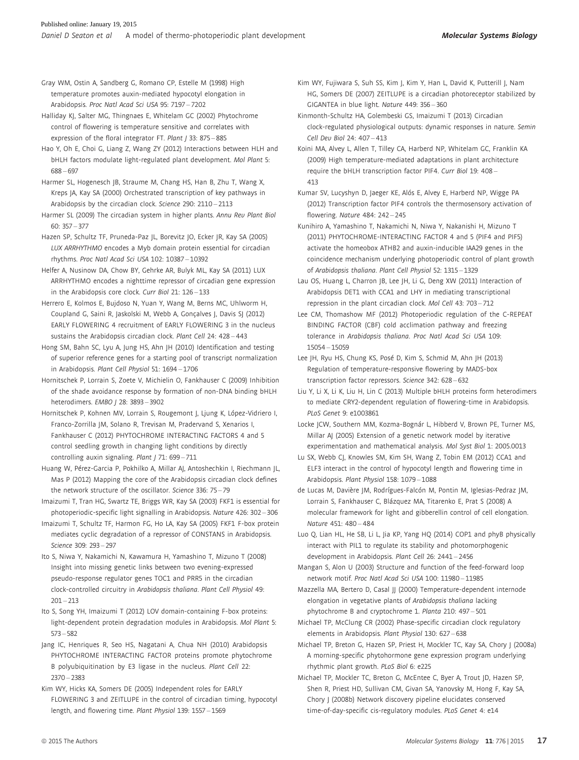Gray WM, Ostin A, Sandberg G, Romano CP, Estelle M (1998) High temperature promotes auxin-mediated hypocotyl elongation in Arabidopsis. *Proc Natl Acad Sci USA* 95: 7197 – 7202

Halliday KJ, Salter MG, Thingnaes E, Whitelam GC (2002) Phytochrome control of flowering is temperature sensitive and correlates with expression of the floral integrator FT. *Plant J* 33: 875 – 885

Hao Y, Oh E, Choi G, Liang Z, Wang ZY (2012) Interactions between HLH and bHLH factors modulate light-regulated plant development. *Mol Plant* 5: 688 – 697

Harmer SL, Hogenesch JB, Straume M, Chang HS, Han B, Zhu T, Wang X, Kreps JA, Kay SA (2000) Orchestrated transcription of key pathways in Arabidopsis by the circadian clock. *Science* 290: 2110 – 2113

Harmer SL (2009) The circadian system in higher plants. *Annu Rev Plant Biol* 60: 357 – 377

Hazen SP, Schultz TF, Pruneda-Paz JL, Borevitz JO, Ecker JR, Kay SA (2005) *LUX ARRHYTHMO* encodes a Myb domain protein essential for circadian rhythms. *Proc Natl Acad Sci USA* 102: 10387 – 10392

Helfer A, Nusinow DA, Chow BY, Gehrke AR, Bulyk ML, Kay SA (2011) LUX ARRHYTHMO encodes a nighttime repressor of circadian gene expression in the Arabidopsis core clock. *Curr Biol* 21: 126 – 133

Herrero E, Kolmos E, Bujdoso N, Yuan Y, Wang M, Berns MC, Uhlworm H, Coupland G, Saini R, Jaskolski M, Webb A, Gonçalves J, Davis SJ (2012) EARLY FLOWERING 4 recruitment of EARLY FLOWERING 3 in the nucleus sustains the Arabidopsis circadian clock. *Plant Cell* 24: 428 – 443

Hong SM, Bahn SC, Lyu A, Jung HS, Ahn JH (2010) Identification and testing of superior reference genes for a starting pool of transcript normalization in Arabidopsis. *Plant Cell Physiol* 51: 1694 – 1706

Hornitschek P, Lorrain S, Zoete V, Michielin O, Fankhauser C (2009) Inhibition of the shade avoidance response by formation of non-DNA binding bHLH heterodimers. *EMBO J* 28: 3893 – 3902

Hornitschek P, Kohnen MV, Lorrain S, Rougemont J, Ljung K, López-Vidriero I, Franco-Zorrilla JM, Solano R, Trevisan M, Pradervand S, Xenarios I, Fankhauser C (2012) PHYTOCHROME INTERACTING FACTORS 4 and 5 control seedling growth in changing light conditions by directly controlling auxin signaling. *Plant J* 71: 699 – 711

Huang W, Pérez-Garcia P, Pokhilko A, Millar AJ, Antoshechkin I, Riechmann JL, Mas P (2012) Mapping the core of the Arabidopsis circadian clock defines the network structure of the oscillator. *Science* 336: 75 – 79

Imaizumi T, Tran HG, Swartz TE, Briggs WR, Kay SA (2003) FKF1 is essential for photoperiodic-specific light signalling in Arabidopsis. *Nature* 426: 302 – 306

Imaizumi T, Schultz TF, Harmon FG, Ho LA, Kay SA (2005) FKF1 F-box protein mediates cyclic degradation of a repressor of CONSTANS in Arabidopsis. *Science* 309: 293 – 297

Ito S, Niwa Y, Nakamichi N, Kawamura H, Yamashino T, Mizuno T (2008) Insight into missing genetic links between two evening-expressed pseudo-response regulator genes TOC1 and PRR5 in the circadian clock-controlled circuitry in *Arabidopsis thaliana*. *Plant Cell Physiol* 49: 201 – 213

Ito S, Song YH, Imaizumi T (2012) LOV domain-containing F-box proteins: light-dependent protein degradation modules in Arabidopsis. *Mol Plant* 5: 573 – 582

Jang IC, Henriques R, Seo HS, Nagatani A, Chua NH (2010) Arabidopsis PHYTOCHROME INTERACTING FACTOR proteins promote phytochrome B polyubiquitination by E3 ligase in the nucleus. *Plant Cell* 22: 2370 – 2383

Kim WY, Hicks KA, Somers DE (2005) Independent roles for EARLY FLOWERING 3 and ZEITLUPE in the control of circadian timing, hypocotyl length, and flowering time. *Plant Physiol* 139: 1557 – 1569

Kim WY, Fujiwara S, Suh SS, Kim J, Kim Y, Han L, David K, Putterill J, Nam HG, Somers DE (2007) ZEITLUPE is a circadian photoreceptor stabilized by GIGANTEA in blue light. *Nature* 449: 356 – 360

Kinmonth-Schultz HA, Golembeski GS, Imaizumi T (2013) Circadian clock-regulated physiological outputs: dynamic responses in nature. *Semin Cell Dev Biol* 24: 407 – 413

Koini MA, Alvey L, Allen T, Tilley CA, Harberd NP, Whitelam GC, Franklin KA (2009) High temperature-mediated adaptations in plant architecture require the bHLH transcription factor PIF4. *Curr Biol* 19: 408 – 413

Kumar SV, Lucyshyn D, Jaeger KE, Alós E, Alvey E, Harberd NP, Wigge PA (2012) Transcription factor PIF4 controls the thermosensory activation of flowering. *Nature* 484: 242 – 245

Kunihiro A, Yamashino T, Nakamichi N, Niwa Y, Nakanishi H, Mizuno T (2011) PHYTOCHROME-INTERACTING FACTOR 4 and 5 (PIF4 and PIF5) activate the homeobox ATHB2 and auxin-inducible IAA29 genes in the coincidence mechanism underlying photoperiodic control of plant growth of *Arabidopsis thaliana*. *Plant Cell Physiol* 52: 1315 – 1329

Lau OS, Huang L, Charron JB, Lee JH, Li G, Deng XW (2011) Interaction of Arabidopsis DET1 with CCA1 and LHY in mediating transcriptional repression in the plant circadian clock. *Mol Cell* 43: 703 – 712

Lee CM, Thomashow MF (2012) Photoperiodic regulation of the C-REPEAT BINDING FACTOR (CBF) cold acclimation pathway and freezing tolerance in *Arabidopsis thaliana*. *Proc Natl Acad Sci USA* 109: 15054 – 15059

Lee JH, Ryu HS, Chung KS, Posé D, Kim S, Schmid M, Ahn JH (2013) Regulation of temperature-responsive flowering by MADS-box transcription factor repressors. *Science* 342: 628 – 632

Liu Y, Li X, Li K, Liu H, Lin C (2013) Multiple bHLH proteins form heterodimers to mediate CRY2-dependent regulation of flowering-time in Arabidopsis. *PLoS Genet* 9: e1003861

Locke JCW, Southern MM, Kozma-Bognár L, Hibberd V, Brown PE, Turner MS, Millar AJ (2005) Extension of a genetic network model by iterative experimentation and mathematical analysis. *Mol Syst Biol* 1: 2005.0013

Lu SX, Webb CJ, Knowles SM, Kim SH, Wang Z, Tobin EM (2012) CCA1 and ELF3 interact in the control of hypocotyl length and flowering time in Arabidopsis. *Plant Physiol* 158: 1079 – 1088

de Lucas M, Davière JM, Rodrígues-Falcón M, Pontin M, Iglesias-Pedraz JM, Lorrain S, Fankhauser C, Blázquez MA, Titarenko E, Prat S (2008) A molecular framework for light and gibberellin control of cell elongation. *Nature* 451: 480 – 484

Luo Q, Lian HL, He SB, Li L, Jia KP, Yang HQ (2014) COP1 and phyB physically interact with PIL1 to regulate its stability and photomorphogenic development in Arabidopsis. *Plant Cell* 26: 2441 – 2456

Mangan S, Alon U (2003) Structure and function of the feed-forward loop network motif. *Proc Natl Acad Sci USA* 100: 11980 – 11985

Mazzella MA, Bertero D, Casal JJ (2000) Temperature-dependent internode elongation in vegetative plants of *Arabidopsis thaliana* lacking phytochrome B and cryptochrome 1. *Planta* 210: 497 – 501

Michael TP, McClung CR (2002) Phase-specific circadian clock regulatory elements in Arabidopsis. *Plant Physiol* 130: 627 – 638

Michael TP, Breton G, Hazen SP, Priest H, Mockler TC, Kay SA, Chory J (2008a) A morning-specific phytohormone gene expression program underlying rhythmic plant growth. *PLoS Biol* 6: e225

Michael TP, Mockler TC, Breton G, McEntee C, Byer A, Trout JD, Hazen SP, Shen R, Priest HD, Sullivan CM, Givan SA, Yanovsky M, Hong F, Kay SA, Chory J (2008b) Network discovery pipeline elucidates conserved time-of-day-specific cis-regulatory modules. *PLoS Genet* 4: e14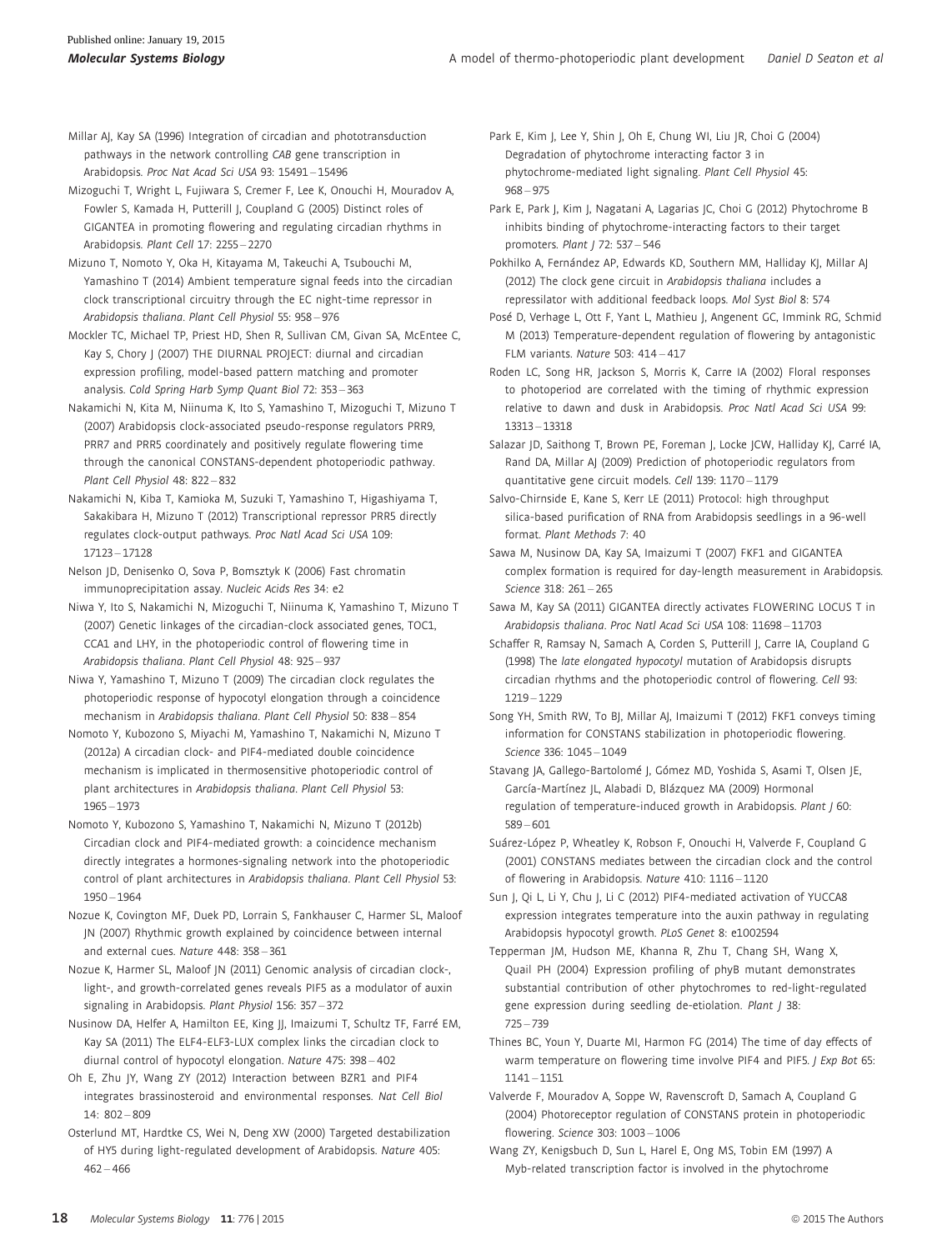Millar AJ, Kay SA (1996) Integration of circadian and phototransduction pathways in the network controlling *CAB* gene transcription in Arabidopsis. *Proc Nat Acad Sci USA* 93: 15491 – 15496

Mizoguchi T, Wright L, Fujiwara S, Cremer F, Lee K, Onouchi H, Mouradov A, Fowler S, Kamada H, Putterill J, Coupland G (2005) Distinct roles of GIGANTEA in promoting flowering and regulating circadian rhythms in Arabidopsis. *Plant Cell* 17: 2255 – 2270

Mizuno T, Nomoto Y, Oka H, Kitayama M, Takeuchi A, Tsubouchi M, Yamashino T (2014) Ambient temperature signal feeds into the circadian clock transcriptional circuitry through the EC night-time repressor in *Arabidopsis thaliana*. *Plant Cell Physiol* 55: 958 – 976

Mockler TC, Michael TP, Priest HD, Shen R, Sullivan CM, Givan SA, McEntee C, Kay S, Chory J (2007) THE DIURNAL PROJECT: diurnal and circadian expression profiling, model-based pattern matching and promoter analysis. *Cold Spring Harb Symp Quant Biol* 72: 353 – 363

Nakamichi N, Kita M, Niinuma K, Ito S, Yamashino T, Mizoguchi T, Mizuno T (2007) Arabidopsis clock-associated pseudo-response regulators PRR9, PRR7 and PRR5 coordinately and positively regulate flowering time through the canonical CONSTANS-dependent photoperiodic pathway. *Plant Cell Physiol* 48: 822 – 832

Nakamichi N, Kiba T, Kamioka M, Suzuki T, Yamashino T, Higashiyama T, Sakakibara H, Mizuno T (2012) Transcriptional repressor PRR5 directly regulates clock-output pathways. *Proc Natl Acad Sci USA* 109: 17123 – 17128

Nelson JD, Denisenko O, Sova P, Bomsztyk K (2006) Fast chromatin immunoprecipitation assay. *Nucleic Acids Res* 34: e2

Niwa Y, Ito S, Nakamichi N, Mizoguchi T, Niinuma K, Yamashino T, Mizuno T (2007) Genetic linkages of the circadian-clock associated genes, TOC1, CCA1 and LHY, in the photoperiodic control of flowering time in *Arabidopsis thaliana*. *Plant Cell Physiol* 48: 925 – 937

Niwa Y, Yamashino T, Mizuno T (2009) The circadian clock regulates the photoperiodic response of hypocotyl elongation through a coincidence mechanism in *Arabidopsis thaliana*. *Plant Cell Physiol* 50: 838 – 854

Nomoto Y, Kubozono S, Miyachi M, Yamashino T, Nakamichi N, Mizuno T (2012a) A circadian clock- and PIF4-mediated double coincidence mechanism is implicated in thermosensitive photoperiodic control of plant architectures in *Arabidopsis thaliana*. *Plant Cell Physiol* 53: 1965 – 1973

Nomoto Y, Kubozono S, Yamashino T, Nakamichi N, Mizuno T (2012b) Circadian clock and PIF4-mediated growth: a coincidence mechanism directly integrates a hormones-signaling network into the photoperiodic control of plant architectures in *Arabidopsis thaliana*. *Plant Cell Physiol* 53: 1950 – 1964

Nozue K, Covington MF, Duek PD, Lorrain S, Fankhauser C, Harmer SL, Maloof JN (2007) Rhythmic growth explained by coincidence between internal and external cues. *Nature* 448: 358 – 361

Nozue K, Harmer SL, Maloof JN (2011) Genomic analysis of circadian clock-, light-, and growth-correlated genes reveals PIF5 as a modulator of auxin signaling in Arabidopsis. *Plant Physiol* 156: 357 – 372

Nusinow DA, Helfer A, Hamilton EE, King JJ, Imaizumi T, Schultz TF, Farré EM, Kay SA (2011) The ELF4-ELF3-LUX complex links the circadian clock to diurnal control of hypocotyl elongation. *Nature* 475: 398 – 402

Oh E, Zhu JY, Wang ZY (2012) Interaction between BZR1 and PIF4 integrates brassinosteroid and environmental responses. *Nat Cell Biol* 14: 802 – 809

Osterlund MT, Hardtke CS, Wei N, Deng XW (2000) Targeted destabilization of HY5 during light-regulated development of Arabidopsis. *Nature* 405: 462 – 466

Park E, Kim J, Lee Y, Shin J, Oh E, Chung WI, Liu JR, Choi G (2004) Degradation of phytochrome interacting factor 3 in phytochrome-mediated light signaling. *Plant Cell Physiol* 45: 968 – 975

Park E, Park J, Kim J, Nagatani A, Lagarias JC, Choi G (2012) Phytochrome B inhibits binding of phytochrome-interacting factors to their target promoters. *Plant J* 72: 537 – 546

Pokhilko A, Fernández AP, Edwards KD, Southern MM, Halliday KJ, Millar AJ (2012) The clock gene circuit in *Arabidopsis thaliana* includes a repressilator with additional feedback loops. *Mol Syst Biol* 8: 574

Posé D, Verhage L, Ott F, Yant L, Mathieu J, Angenent GC, Immink RG, Schmid M (2013) Temperature-dependent regulation of flowering by antagonistic FLM variants. *Nature* 503: 414 – 417

Roden LC, Song HR, Jackson S, Morris K, Carre IA (2002) Floral responses to photoperiod are correlated with the timing of rhythmic expression relative to dawn and dusk in Arabidopsis. *Proc Natl Acad Sci USA* 99: 13313 – 13318

Salazar JD, Saithong T, Brown PE, Foreman J, Locke JCW, Halliday KJ, Carré IA, Rand DA, Millar AJ (2009) Prediction of photoperiodic regulators from quantitative gene circuit models. *Cell* 139: 1170 – 1179

Salvo-Chirnside E, Kane S, Kerr LE (2011) Protocol: high throughput silica-based purification of RNA from Arabidopsis seedlings in a 96-well format. *Plant Methods* 7: 40

Sawa M, Nusinow DA, Kay SA, Imaizumi T (2007) FKF1 and GIGANTEA complex formation is required for day-length measurement in Arabidopsis. *Science* 318: 261 – 265

Sawa M, Kay SA (2011) GIGANTEA directly activates FLOWERING LOCUS T in *Arabidopsis thaliana*. *Proc Natl Acad Sci USA* 108: 11698 – 11703

Schaffer R, Ramsay N, Samach A, Corden S, Putterill J, Carre IA, Coupland G (1998) The *late elongated hypocotyl* mutation of Arabidopsis disrupts circadian rhythms and the photoperiodic control of flowering. *Cell* 93: 1219 – 1229

Song YH, Smith RW, To BJ, Millar AJ, Imaizumi T (2012) FKF1 conveys timing information for CONSTANS stabilization in photoperiodic flowering. *Science* 336: 1045 – 1049

Stavang JA, Gallego-Bartolomé J, Gómez MD, Yoshida S, Asami T, Olsen JE, García-Martínez JL, Alabadí D, Blázquez MA (2009) Hormonal regulation of temperature-induced growth in Arabidopsis. *Plant J* 60: 589 – 601

Suárez-López P, Wheatley K, Robson F, Onouchi H, Valverde F, Coupland G (2001) CONSTANS mediates between the circadian clock and the control of flowering in Arabidopsis. *Nature* 410: 1116 – 1120

Sun J, Qi L, Li Y, Chu J, Li C (2012) PIF4-mediated activation of YUCCA8 expression integrates temperature into the auxin pathway in regulating Arabidopsis hypocotyl growth. *PLoS Genet* 8: e1002594

Tepperman JM, Hudson ME, Khanna R, Zhu T, Chang SH, Wang X, Quail PH (2004) Expression profiling of phyB mutant demonstrates substantial contribution of other phytochromes to red-light-regulated gene expression during seedling de-etiolation. *Plant J* 38: 725 – 739

Thines BC, Youn Y, Duarte MI, Harmon FG (2014) The time of day effects of warm temperature on flowering time involve PIF4 and PIF5. *J Exp Bot* 65: 1141 – 1151

Valverde F, Mouradov A, Soppe W, Ravenscroft D, Samach A, Coupland G (2004) Photoreceptor regulation of CONSTANS protein in photoperiodic flowering. *Science* 303: 1003 – 1006

Wang ZY, Kenigsbuch D, Sun L, Harel E, Ong MS, Tobin EM (1997) A Myb-related transcription factor is involved in the phytochrome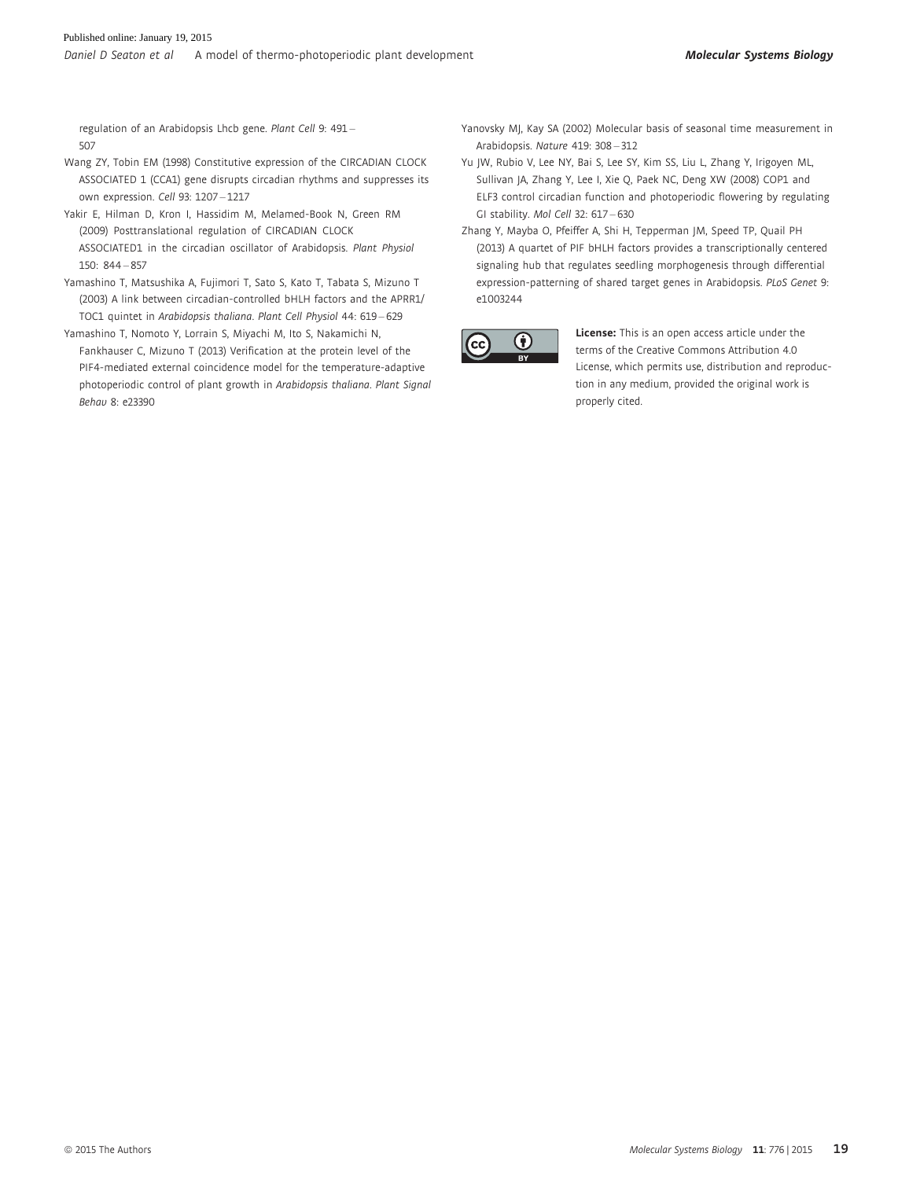regulation of an Arabidopsis Lhcb gene. *Plant Cell* 9: 491 – 507

Wang ZY, Tobin EM (1998) Constitutive expression of the CIRCADIAN CLOCK ASSOCIATED 1 (CCA1) gene disrupts circadian rhythms and suppresses its own expression. *Cell* 93: 1207 – 1217

Yakir E, Hilman D, Kron I, Hassidim M, Melamed-Book N, Green RM (2009) Posttranslational regulation of CIRCADIAN CLOCK ASSOCIATED1 in the circadian oscillator of Arabidopsis. *Plant Physiol* 150: 844 – 857

Yamashino T, Matsushika A, Fujimori T, Sato S, Kato T, Tabata S, Mizuno T (2003) A link between circadian-controlled bHLH factors and the APRR1/TOC1 quintet in *Arabidopsis thaliana*. *Plant Cell Physiol* 44: 619 – 629

Yamashino T, Nomoto Y, Lorrain S, Miyachi M, Ito S, Nakamichi N, Fankhauser C, Mizuno T (2013) Verification at the protein level of the PIF4-mediated external coincidence model for the temperature-adaptive photoperiodic control of plant growth in *Arabidopsis thaliana*. *Plant Signal Behav* 8: e23390

Yanovsky MJ, Kay SA (2002) Molecular basis of seasonal time measurement in Arabidopsis. *Nature* 419: 308 – 312

Yu JW, Rubio V, Lee NY, Bai S, Lee SY, Kim SS, Liu L, Zhang Y, Irigoyen ML, Sullivan JA, Zhang Y, Lee I, Xie Q, Paek NC, Deng XW (2008) COP1 and ELF3 control circadian function and photoperiodic flowering by regulating GI stability. *Mol Cell* 32: 617 – 630

Zhang Y, Mayba O, Pfeiffer A, Shi H, Tepperman JM, Speed TP, Quail PH (2013) A quartet of PIF bHLH factors provides a transcriptionally centered signaling hub that regulates seedling morphogenesis through differential expression-patterning of shared target genes in Arabidopsis. *PLoS Genet* 9: e1003244

**License:** This is an open access article under the terms of the Creative Commons Attribution 4.0 License, which permits use, distribution and reproduction in any medium, provided the original work is properly cited.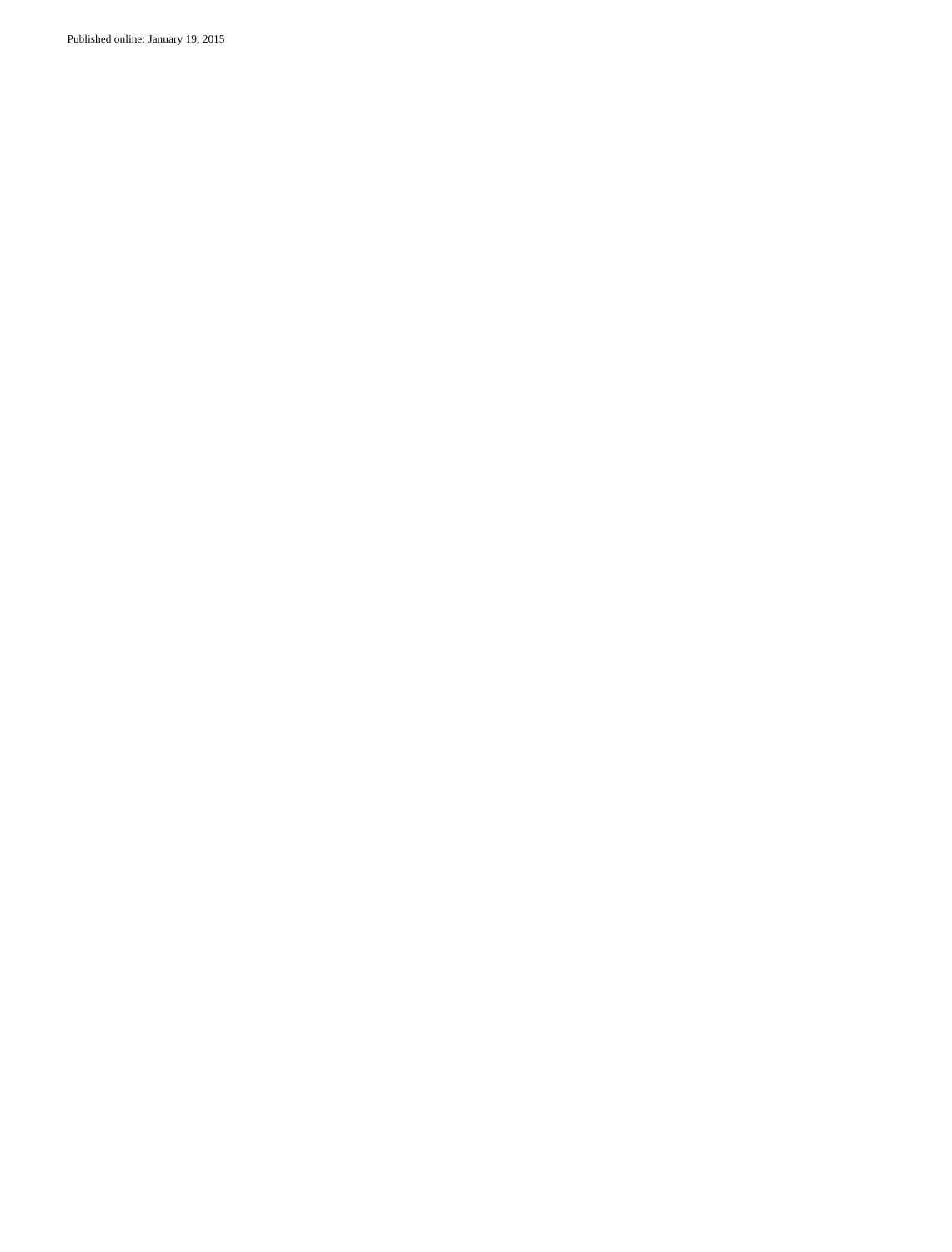Published online: January 19, 2015